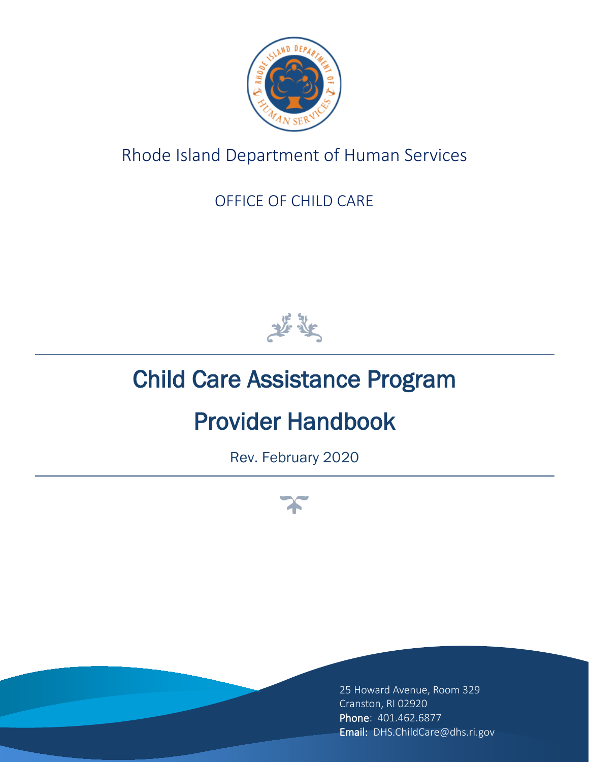Rhode Island Department of Human Services

OFFICE OF CHILD CARE

# Child Care Assistance Program

# Provider Handbook

Rev. February 2020

25 Howard Avenue, Room 329
Cranston, RI 02920
**Phone**: 401.462.6877
**Email:** DHS.ChildCare@dhs.ri.gov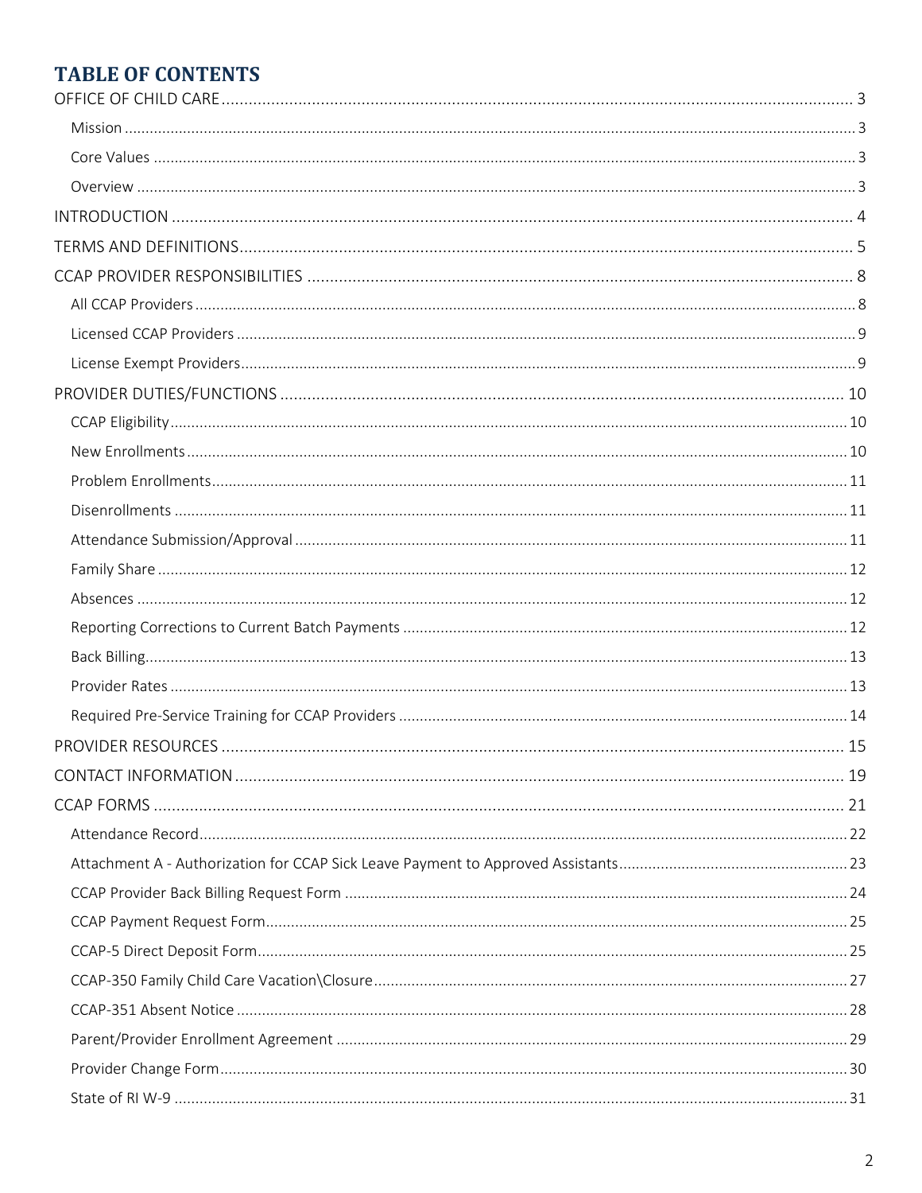# TABLE OF CONTENTS

OFFICE OF CHILD CARE ........ 3
- Mission ........ 3
- Core Values ........ 3
- Overview ........ 3

INTRODUCTION ........ 4

TERMS AND DEFINITIONS ........ 5

CCAP PROVIDER RESPONSIBILITIES ........ 8
- All CCAP Providers ........ 8
- Licensed CCAP Providers ........ 9
- License Exempt Providers ........ 9

PROVIDER DUTIES/FUNCTIONS ........ 10
- CCAP Eligibility ........ 10
- New Enrollments ........ 10
- Problem Enrollments ........ 11
- Disenrollments ........ 11
- Attendance Submission/Approval ........ 11
- Family Share ........ 12
- Absences ........ 12
- Reporting Corrections to Current Batch Payments ........ 12
- Back Billing ........ 13
- Provider Rates ........ 13
- Required Pre-Service Training for CCAP Providers ........ 14

PROVIDER RESOURCES ........ 15

CONTACT INFORMATION ........ 19

CCAP FORMS ........ 21
- Attendance Record ........ 22
- Attachment A - Authorization for CCAP Sick Leave Payment to Approved Assistants ........ 23
- CCAP Provider Back Billing Request Form ........ 24
- CCAP Payment Request Form ........ 25
- CCAP-5 Direct Deposit Form ........ 25
- CCAP-350 Family Child Care Vacation\Closure ........ 27
- CCAP-351 Absent Notice ........ 28
- Parent/Provider Enrollment Agreement ........ 29
- Provider Change Form ........ 30
- State of RI W-9 ........ 31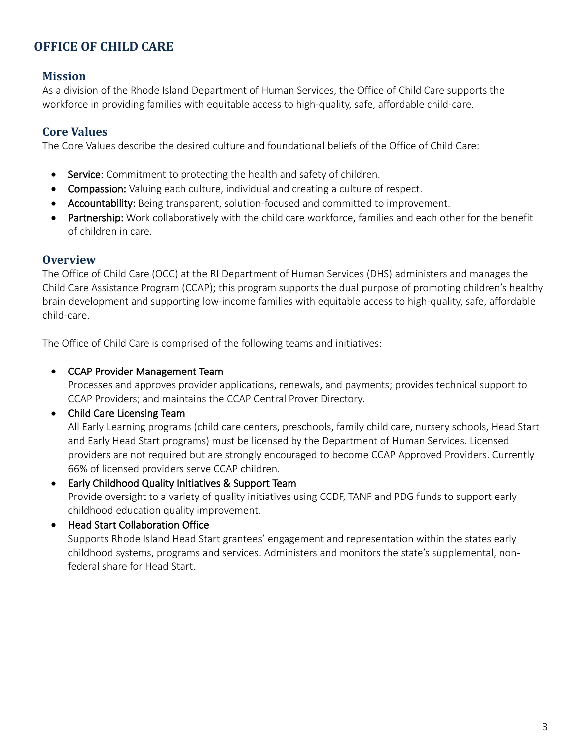# OFFICE OF CHILD CARE

## Mission

As a division of the Rhode Island Department of Human Services, the Office of Child Care supports the workforce in providing families with equitable access to high-quality, safe, affordable child-care.

## Core Values

The Core Values describe the desired culture and foundational beliefs of the Office of Child Care:

- **Service:** Commitment to protecting the health and safety of children.
- **Compassion:** Valuing each culture, individual and creating a culture of respect.
- **Accountability:** Being transparent, solution-focused and committed to improvement.
- **Partnership:** Work collaboratively with the child care workforce, families and each other for the benefit of children in care.

## Overview

The Office of Child Care (OCC) at the RI Department of Human Services (DHS) administers and manages the Child Care Assistance Program (CCAP); this program supports the dual purpose of promoting children's healthy brain development and supporting low-income families with equitable access to high-quality, safe, affordable child-care.

The Office of Child Care is comprised of the following teams and initiatives:

- CCAP Provider Management Team
  Processes and approves provider applications, renewals, and payments; provides technical support to CCAP Providers; and maintains the CCAP Central Prover Directory.
- Child Care Licensing Team
  All Early Learning programs (child care centers, preschools, family child care, nursery schools, Head Start and Early Head Start programs) must be licensed by the Department of Human Services. Licensed providers are not required but are strongly encouraged to become CCAP Approved Providers. Currently 66% of licensed providers serve CCAP children.
- Early Childhood Quality Initiatives & Support Team
  Provide oversight to a variety of quality initiatives using CCDF, TANF and PDG funds to support early childhood education quality improvement.
- Head Start Collaboration Office
  Supports Rhode Island Head Start grantees' engagement and representation within the states early childhood systems, programs and services. Administers and monitors the state's supplemental, non-federal share for Head Start.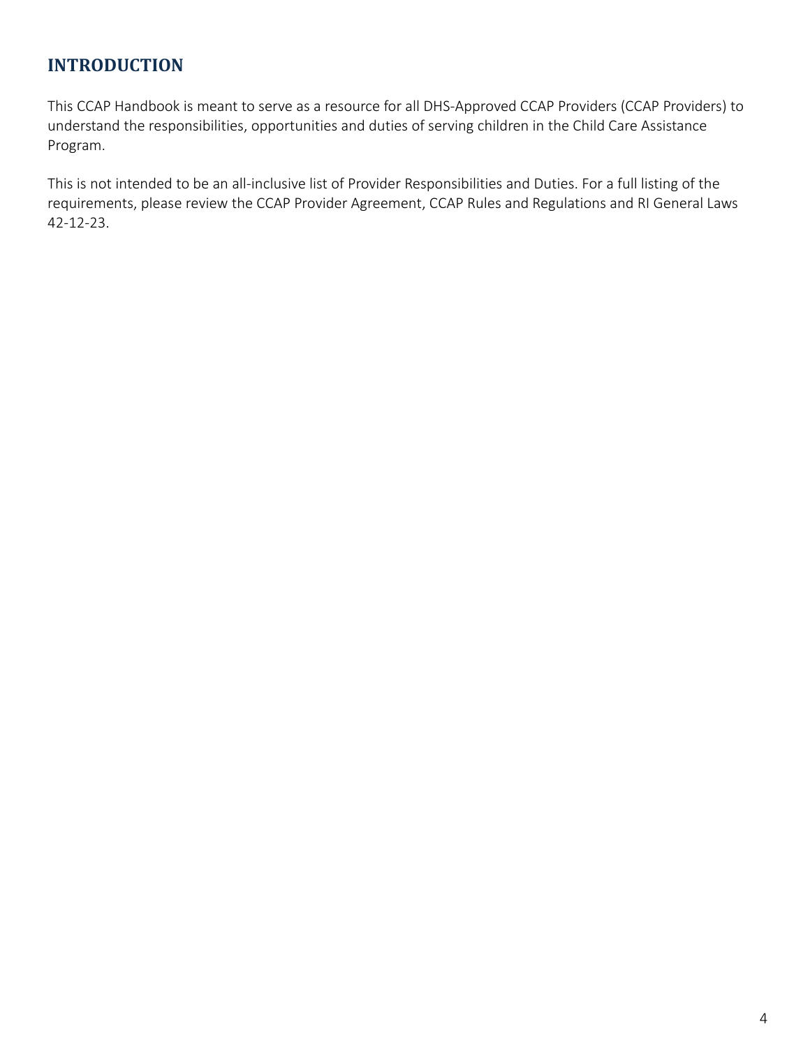## INTRODUCTION

This CCAP Handbook is meant to serve as a resource for all DHS-Approved CCAP Providers (CCAP Providers) to understand the responsibilities, opportunities and duties of serving children in the Child Care Assistance Program.

This is not intended to be an all-inclusive list of Provider Responsibilities and Duties. For a full listing of the requirements, please review the CCAP Provider Agreement, CCAP Rules and Regulations and RI General Laws 42-12-23.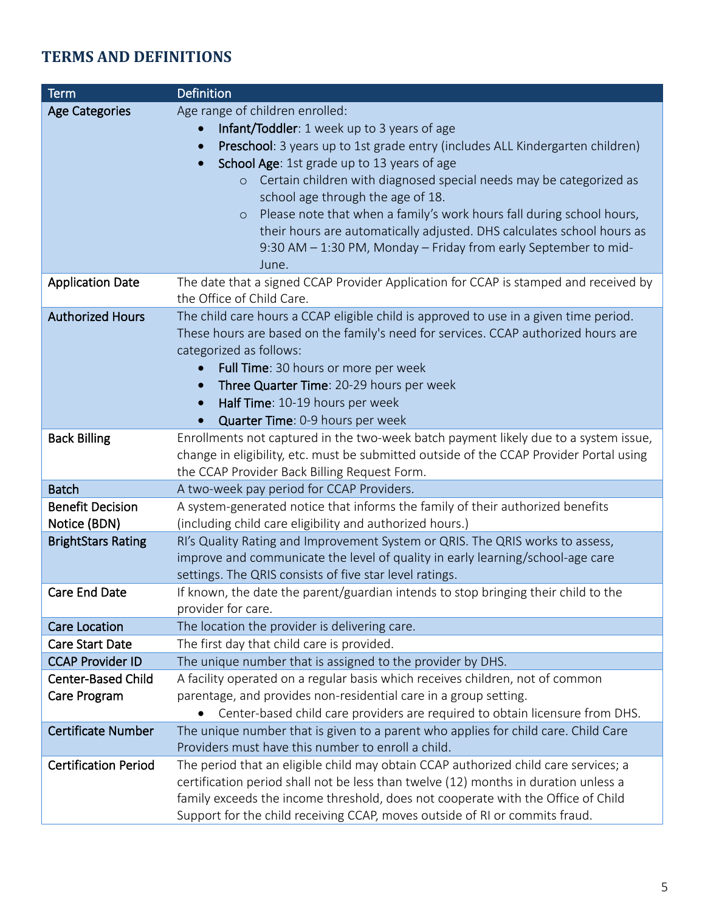## TERMS AND DEFINITIONS

| Term | Definition |
| --- | --- |
| Age Categories | Age range of children enrolled:<br>• **Infant/Toddler**: 1 week up to 3 years of age<br>• **Preschool**: 3 years up to 1st grade entry (includes ALL Kindergarten children)<br>• **School Age**: 1st grade up to 13 years of age<br>  ○ Certain children with diagnosed special needs may be categorized as school age through the age of 18.<br>  ○ Please note that when a family's work hours fall during school hours, their hours are automatically adjusted. DHS calculates school hours as 9:30 AM – 1:30 PM, Monday – Friday from early September to mid-June. |
| Application Date | The date that a signed CCAP Provider Application for CCAP is stamped and received by the Office of Child Care. |
| Authorized Hours | The child care hours a CCAP eligible child is approved to use in a given time period. These hours are based on the family's need for services. CCAP authorized hours are categorized as follows:<br>• **Full Time**: 30 hours or more per week<br>• **Three Quarter Time**: 20-29 hours per week<br>• **Half Time**: 10-19 hours per week<br>• **Quarter Time**: 0-9 hours per week |
| Back Billing | Enrollments not captured in the two-week batch payment likely due to a system issue, change in eligibility, etc. must be submitted outside of the CCAP Provider Portal using the CCAP Provider Back Billing Request Form. |
| Batch | A two-week pay period for CCAP Providers. |
| Benefit Decision Notice (BDN) | A system-generated notice that informs the family of their authorized benefits (including child care eligibility and authorized hours.) |
| BrightStars Rating | RI's Quality Rating and Improvement System or QRIS. The QRIS works to assess, improve and communicate the level of quality in early learning/school-age care settings. The QRIS consists of five star level ratings. |
| Care End Date | If known, the date the parent/guardian intends to stop bringing their child to the provider for care. |
| Care Location | The location the provider is delivering care. |
| Care Start Date | The first day that child care is provided. |
| CCAP Provider ID | The unique number that is assigned to the provider by DHS. |
| Center-Based Child Care Program | A facility operated on a regular basis which receives children, not of common parentage, and provides non-residential care in a group setting.<br>• Center-based child care providers are required to obtain licensure from DHS. |
| Certificate Number | The unique number that is given to a parent who applies for child care. Child Care Providers must have this number to enroll a child. |
| Certification Period | The period that an eligible child may obtain CCAP authorized child care services; a certification period shall not be less than twelve (12) months in duration unless a family exceeds the income threshold, does not cooperate with the Office of Child Support for the child receiving CCAP, moves outside of RI or commits fraud. |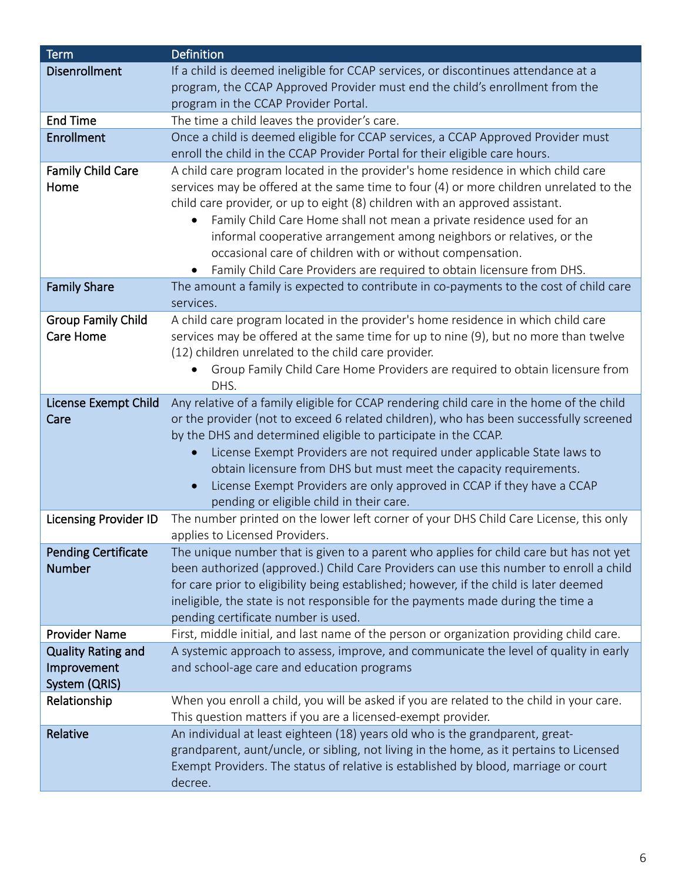| Term | Definition |
| --- | --- |
| **Disenrollment** | If a child is deemed ineligible for CCAP services, or discontinues attendance at a program, the CCAP Approved Provider must end the child's enrollment from the program in the CCAP Provider Portal. |
| **End Time** | The time a child leaves the provider's care. |
| **Enrollment** | Once a child is deemed eligible for CCAP services, a CCAP Approved Provider must enroll the child in the CCAP Provider Portal for their eligible care hours. |
| **Family Child Care Home** | A child care program located in the provider's home residence in which child care services may be offered at the same time to four (4) or more children unrelated to the child care provider, or up to eight (8) children with an approved assistant. <br>• Family Child Care Home shall not mean a private residence used for an informal cooperative arrangement among neighbors or relatives, or the occasional care of children with or without compensation. <br>• Family Child Care Providers are required to obtain licensure from DHS. |
| **Family Share** | The amount a family is expected to contribute in co-payments to the cost of child care services. |
| **Group Family Child Care Home** | A child care program located in the provider's home residence in which child care services may be offered at the same time for up to nine (9), but no more than twelve (12) children unrelated to the child care provider. <br>• Group Family Child Care Home Providers are required to obtain licensure from DHS. |
| **License Exempt Child Care** | Any relative of a family eligible for CCAP rendering child care in the home of the child or the provider (not to exceed 6 related children), who has been successfully screened by the DHS and determined eligible to participate in the CCAP. <br>• License Exempt Providers are not required under applicable State laws to obtain licensure from DHS but must meet the capacity requirements. <br>• License Exempt Providers are only approved in CCAP if they have a CCAP pending or eligible child in their care. |
| **Licensing Provider ID** | The number printed on the lower left corner of your DHS Child Care License, this only applies to Licensed Providers. |
| **Pending Certificate Number** | The unique number that is given to a parent who applies for child care but has not yet been authorized (approved.) Child Care Providers can use this number to enroll a child for care prior to eligibility being established; however, if the child is later deemed ineligible, the state is not responsible for the payments made during the time a pending certificate number is used. |
| **Provider Name** | First, middle initial, and last name of the person or organization providing child care. |
| **Quality Rating and Improvement System (QRIS)** | A systemic approach to assess, improve, and communicate the level of quality in early and school-age care and education programs |
| **Relationship** | When you enroll a child, you will be asked if you are related to the child in your care. This question matters if you are a licensed-exempt provider. |
| **Relative** | An individual at least eighteen (18) years old who is the grandparent, great-grandparent, aunt/uncle, or sibling, not living in the home, as it pertains to Licensed Exempt Providers. The status of relative is established by blood, marriage or court decree. |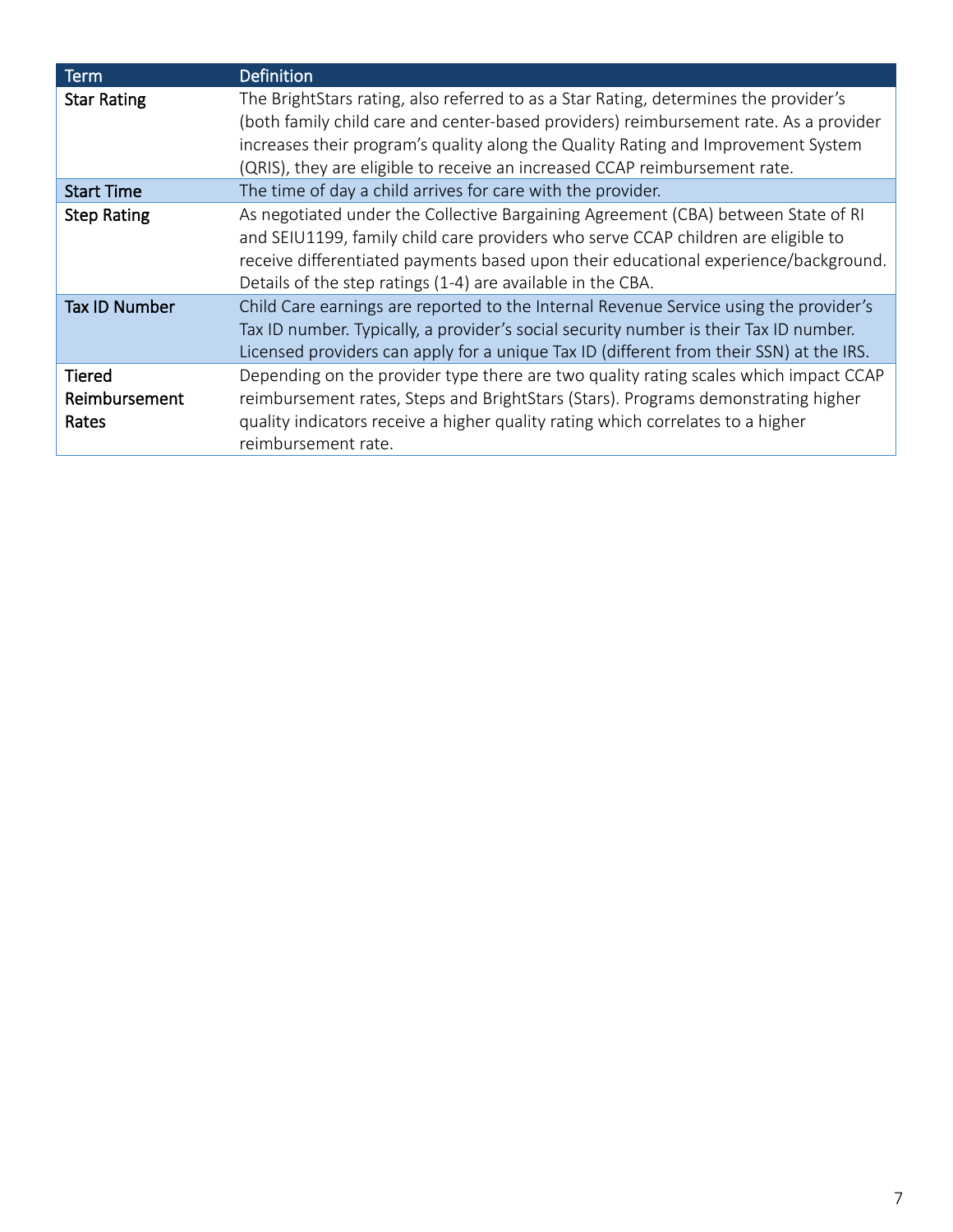| Term | Definition |
|---|---|
| Star Rating | The BrightStars rating, also referred to as a Star Rating, determines the provider's (both family child care and center-based providers) reimbursement rate. As a provider increases their program's quality along the Quality Rating and Improvement System (QRIS), they are eligible to receive an increased CCAP reimbursement rate. |
| Start Time | The time of day a child arrives for care with the provider. |
| Step Rating | As negotiated under the Collective Bargaining Agreement (CBA) between State of RI and SEIU1199, family child care providers who serve CCAP children are eligible to receive differentiated payments based upon their educational experience/background. Details of the step ratings (1-4) are available in the CBA. |
| Tax ID Number | Child Care earnings are reported to the Internal Revenue Service using the provider's Tax ID number. Typically, a provider's social security number is their Tax ID number. Licensed providers can apply for a unique Tax ID (different from their SSN) at the IRS. |
| Tiered Reimbursement Rates | Depending on the provider type there are two quality rating scales which impact CCAP reimbursement rates, Steps and BrightStars (Stars). Programs demonstrating higher quality indicators receive a higher quality rating which correlates to a higher reimbursement rate. |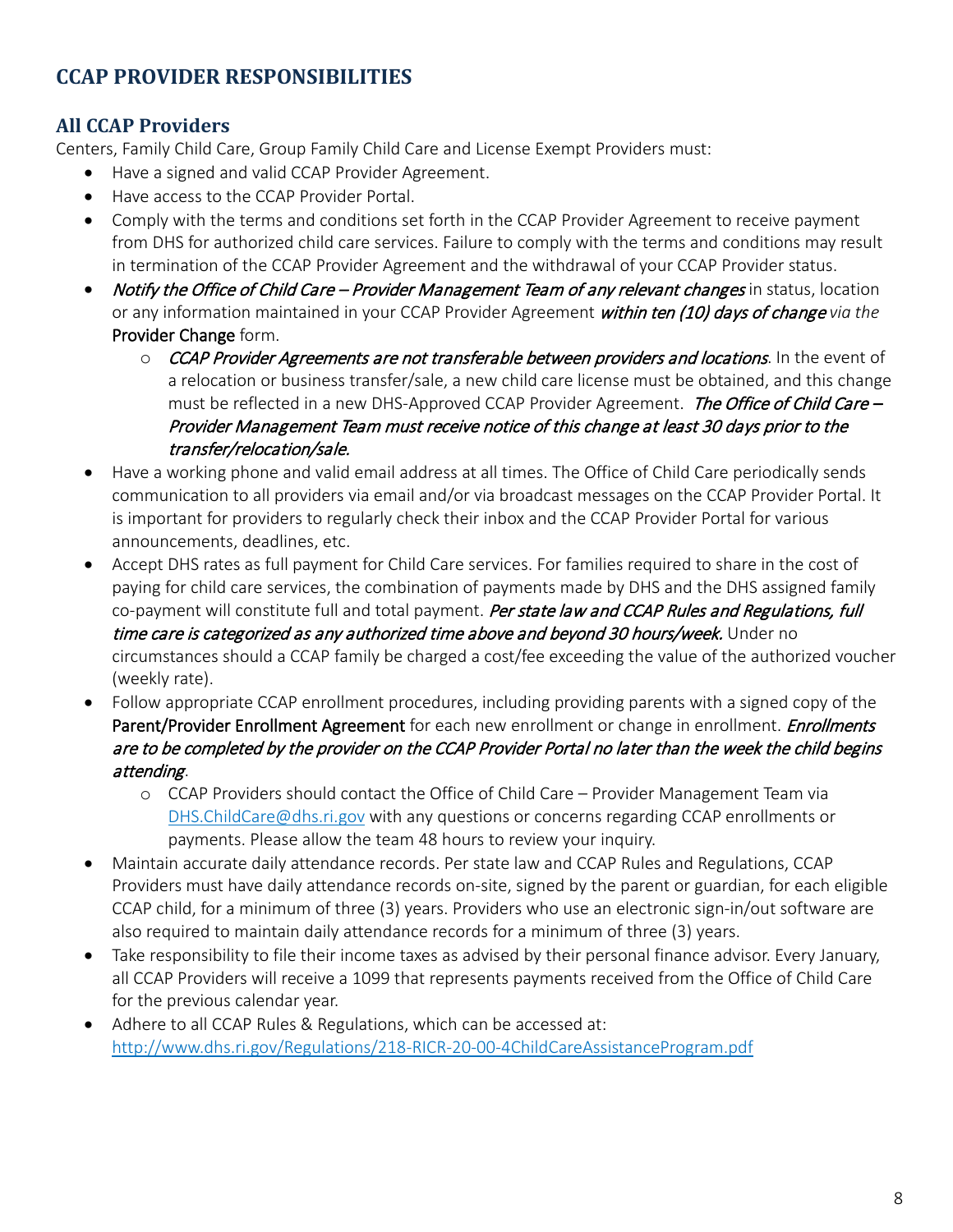## CCAP PROVIDER RESPONSIBILITIES

### All CCAP Providers

Centers, Family Child Care, Group Family Child Care and License Exempt Providers must:

- Have a signed and valid CCAP Provider Agreement.
- Have access to the CCAP Provider Portal.
- Comply with the terms and conditions set forth in the CCAP Provider Agreement to receive payment from DHS for authorized child care services. Failure to comply with the terms and conditions may result in termination of the CCAP Provider Agreement and the withdrawal of your CCAP Provider status.
- ***Notify the Office of Child Care – Provider Management Team of any relevant changes*** in status, location or any information maintained in your CCAP Provider Agreement ***within ten (10) days of change*** *via the* Provider Change form.
    - ***CCAP Provider Agreements are not transferable between providers and locations***. In the event of a relocation or business transfer/sale, a new child care license must be obtained, and this change must be reflected in a new DHS-Approved CCAP Provider Agreement. ***The Office of Child Care – Provider Management Team must receive notice of this change at least 30 days prior to the transfer/relocation/sale.***
- Have a working phone and valid email address at all times. The Office of Child Care periodically sends communication to all providers via email and/or via broadcast messages on the CCAP Provider Portal. It is important for providers to regularly check their inbox and the CCAP Provider Portal for various announcements, deadlines, etc.
- Accept DHS rates as full payment for Child Care services. For families required to share in the cost of paying for child care services, the combination of payments made by DHS and the DHS assigned family co-payment will constitute full and total payment. ***Per state law and CCAP Rules and Regulations, full time care is categorized as any authorized time above and beyond 30 hours/week.*** Under no circumstances should a CCAP family be charged a cost/fee exceeding the value of the authorized voucher (weekly rate).
- Follow appropriate CCAP enrollment procedures, including providing parents with a signed copy of the Parent/Provider Enrollment Agreement for each new enrollment or change in enrollment. ***Enrollments are to be completed by the provider on the CCAP Provider Portal no later than the week the child begins attending***.
    - CCAP Providers should contact the Office of Child Care – Provider Management Team via [DHS.ChildCare@dhs.ri.gov](mailto:DHS.ChildCare@dhs.ri.gov) with any questions or concerns regarding CCAP enrollments or payments. Please allow the team 48 hours to review your inquiry.
- Maintain accurate daily attendance records. Per state law and CCAP Rules and Regulations, CCAP Providers must have daily attendance records on-site, signed by the parent or guardian, for each eligible CCAP child, for a minimum of three (3) years. Providers who use an electronic sign-in/out software are also required to maintain daily attendance records for a minimum of three (3) years.
- Take responsibility to file their income taxes as advised by their personal finance advisor. Every January, all CCAP Providers will receive a 1099 that represents payments received from the Office of Child Care for the previous calendar year.
- Adhere to all CCAP Rules & Regulations, which can be accessed at: [http://www.dhs.ri.gov/Regulations/218-RICR-20-00-4ChildCareAssistanceProgram.pdf](http://www.dhs.ri.gov/Regulations/218-RICR-20-00-4ChildCareAssistanceProgram.pdf)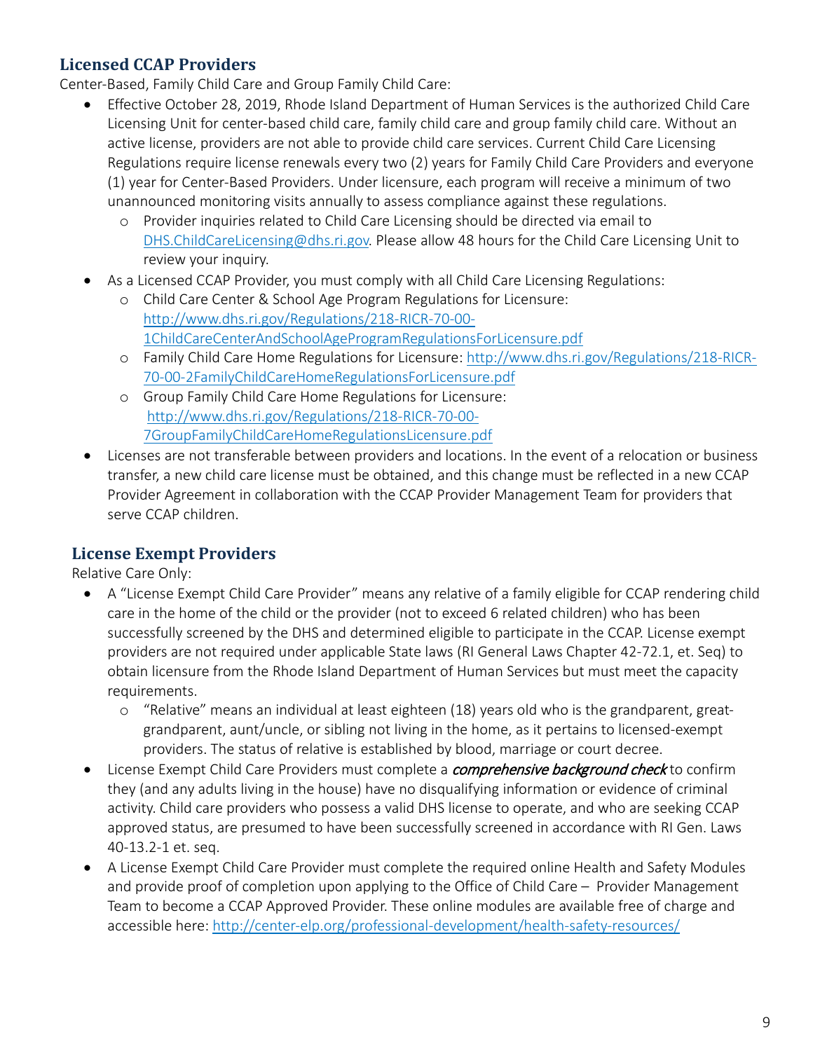## Licensed CCAP Providers

Center-Based, Family Child Care and Group Family Child Care:

- Effective October 28, 2019, Rhode Island Department of Human Services is the authorized Child Care Licensing Unit for center-based child care, family child care and group family child care. Without an active license, providers are not able to provide child care services. Current Child Care Licensing Regulations require license renewals every two (2) years for Family Child Care Providers and everyone (1) year for Center-Based Providers. Under licensure, each program will receive a minimum of two unannounced monitoring visits annually to assess compliance against these regulations.
  - Provider inquiries related to Child Care Licensing should be directed via email to DHS.ChildCareLicensing@dhs.ri.gov. Please allow 48 hours for the Child Care Licensing Unit to review your inquiry.
- As a Licensed CCAP Provider, you must comply with all Child Care Licensing Regulations:
  - Child Care Center & School Age Program Regulations for Licensure: http://www.dhs.ri.gov/Regulations/218-RICR-70-00-1ChildCareCenterAndSchoolAgeProgramRegulationsForLicensure.pdf
  - Family Child Care Home Regulations for Licensure: http://www.dhs.ri.gov/Regulations/218-RICR-70-00-2FamilyChildCareHomeRegulationsForLicensure.pdf
  - Group Family Child Care Home Regulations for Licensure: http://www.dhs.ri.gov/Regulations/218-RICR-70-00-7GroupFamilyChildCareHomeRegulationsLicensure.pdf
- Licenses are not transferable between providers and locations. In the event of a relocation or business transfer, a new child care license must be obtained, and this change must be reflected in a new CCAP Provider Agreement in collaboration with the CCAP Provider Management Team for providers that serve CCAP children.

## License Exempt Providers

Relative Care Only:

- A "License Exempt Child Care Provider" means any relative of a family eligible for CCAP rendering child care in the home of the child or the provider (not to exceed 6 related children) who has been successfully screened by the DHS and determined eligible to participate in the CCAP. License exempt providers are not required under applicable State laws (RI General Laws Chapter 42-72.1, et. Seq) to obtain licensure from the Rhode Island Department of Human Services but must meet the capacity requirements.
  - "Relative" means an individual at least eighteen (18) years old who is the grandparent, great-grandparent, aunt/uncle, or sibling not living in the home, as it pertains to licensed-exempt providers. The status of relative is established by blood, marriage or court decree.
- License Exempt Child Care Providers must complete a ***comprehensive background check*** to confirm they (and any adults living in the house) have no disqualifying information or evidence of criminal activity. Child care providers who possess a valid DHS license to operate, and who are seeking CCAP approved status, are presumed to have been successfully screened in accordance with RI Gen. Laws 40-13.2-1 et. seq.
- A License Exempt Child Care Provider must complete the required online Health and Safety Modules and provide proof of completion upon applying to the Office of Child Care – Provider Management Team to become a CCAP Approved Provider. These online modules are available free of charge and accessible here: http://center-elp.org/professional-development/health-safety-resources/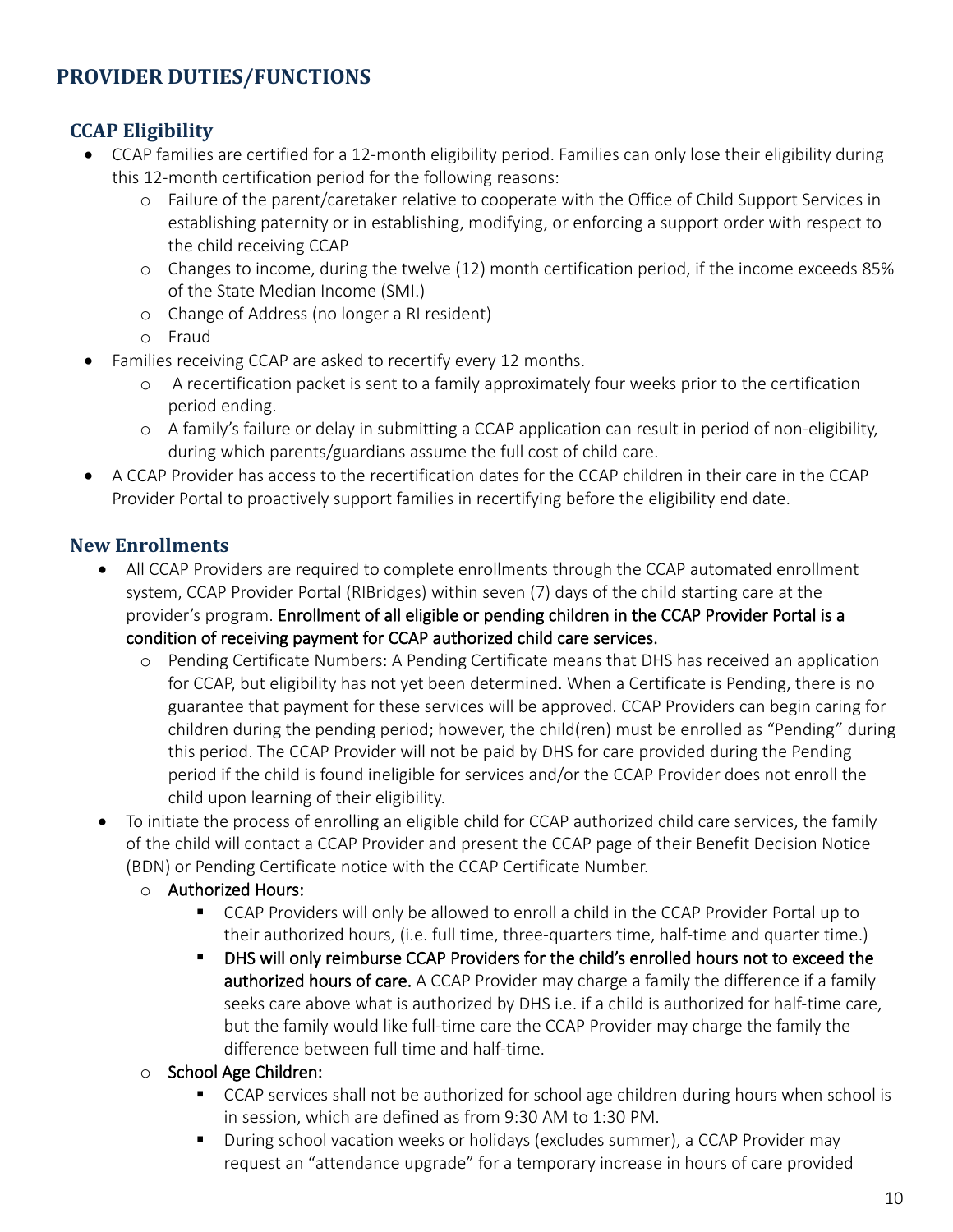## PROVIDER DUTIES/FUNCTIONS

### CCAP Eligibility

- CCAP families are certified for a 12-month eligibility period. Families can only lose their eligibility during this 12-month certification period for the following reasons:
  - Failure of the parent/caretaker relative to cooperate with the Office of Child Support Services in establishing paternity or in establishing, modifying, or enforcing a support order with respect to the child receiving CCAP
  - Changes to income, during the twelve (12) month certification period, if the income exceeds 85% of the State Median Income (SMI.)
  - Change of Address (no longer a RI resident)
  - Fraud
- Families receiving CCAP are asked to recertify every 12 months.
  - A recertification packet is sent to a family approximately four weeks prior to the certification period ending.
  - A family's failure or delay in submitting a CCAP application can result in period of non-eligibility, during which parents/guardians assume the full cost of child care.
- A CCAP Provider has access to the recertification dates for the CCAP children in their care in the CCAP Provider Portal to proactively support families in recertifying before the eligibility end date.

### New Enrollments

- All CCAP Providers are required to complete enrollments through the CCAP automated enrollment system, CCAP Provider Portal (RIBridges) within seven (7) days of the child starting care at the provider's program. **Enrollment of all eligible or pending children in the CCAP Provider Portal is a condition of receiving payment for CCAP authorized child care services.**
  - Pending Certificate Numbers: A Pending Certificate means that DHS has received an application for CCAP, but eligibility has not yet been determined. When a Certificate is Pending, there is no guarantee that payment for these services will be approved. CCAP Providers can begin caring for children during the pending period; however, the child(ren) must be enrolled as "Pending" during this period. The CCAP Provider will not be paid by DHS for care provided during the Pending period if the child is found ineligible for services and/or the CCAP Provider does not enroll the child upon learning of their eligibility.
- To initiate the process of enrolling an eligible child for CCAP authorized child care services, the family of the child will contact a CCAP Provider and present the CCAP page of their Benefit Decision Notice (BDN) or Pending Certificate notice with the CCAP Certificate Number.
  - **Authorized Hours:**
    - CCAP Providers will only be allowed to enroll a child in the CCAP Provider Portal up to their authorized hours, (i.e. full time, three-quarters time, half-time and quarter time.)
    - **DHS will only reimburse CCAP Providers for the child's enrolled hours not to exceed the authorized hours of care.** A CCAP Provider may charge a family the difference if a family seeks care above what is authorized by DHS i.e. if a child is authorized for half-time care, but the family would like full-time care the CCAP Provider may charge the family the difference between full time and half-time.
  - **School Age Children:**
    - CCAP services shall not be authorized for school age children during hours when school is in session, which are defined as from 9:30 AM to 1:30 PM.
    - During school vacation weeks or holidays (excludes summer), a CCAP Provider may request an "attendance upgrade" for a temporary increase in hours of care provided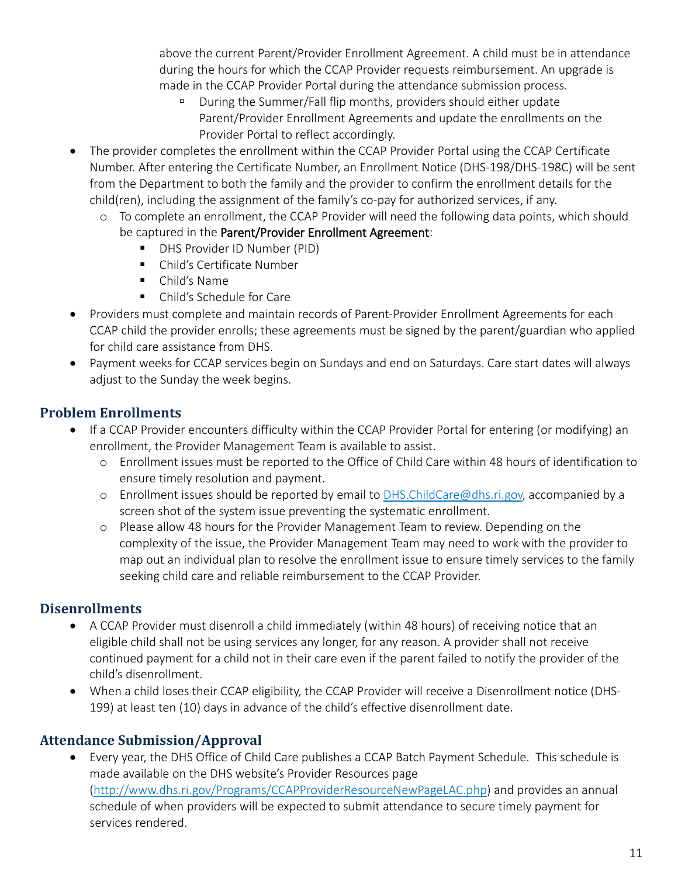above the current Parent/Provider Enrollment Agreement. A child must be in attendance during the hours for which the CCAP Provider requests reimbursement. An upgrade is made in the CCAP Provider Portal during the attendance submission process.

- During the Summer/Fall flip months, providers should either update Parent/Provider Enrollment Agreements and update the enrollments on the Provider Portal to reflect accordingly.

- The provider completes the enrollment within the CCAP Provider Portal using the CCAP Certificate Number. After entering the Certificate Number, an Enrollment Notice (DHS-198/DHS-198C) will be sent from the Department to both the family and the provider to confirm the enrollment details for the child(ren), including the assignment of the family's co-pay for authorized services, if any.
  - To complete an enrollment, the CCAP Provider will need the following data points, which should be captured in the **Parent/Provider Enrollment Agreement**:
    - DHS Provider ID Number (PID)
    - Child's Certificate Number
    - Child's Name
    - Child's Schedule for Care
- Providers must complete and maintain records of Parent-Provider Enrollment Agreements for each CCAP child the provider enrolls; these agreements must be signed by the parent/guardian who applied for child care assistance from DHS.
- Payment weeks for CCAP services begin on Sundays and end on Saturdays. Care start dates will always adjust to the Sunday the week begins.

### Problem Enrollments

- If a CCAP Provider encounters difficulty within the CCAP Provider Portal for entering (or modifying) an enrollment, the Provider Management Team is available to assist.
  - Enrollment issues must be reported to the Office of Child Care within 48 hours of identification to ensure timely resolution and payment.
  - Enrollment issues should be reported by email to DHS.ChildCare@dhs.ri.gov, accompanied by a screen shot of the system issue preventing the systematic enrollment.
  - Please allow 48 hours for the Provider Management Team to review. Depending on the complexity of the issue, the Provider Management Team may need to work with the provider to map out an individual plan to resolve the enrollment issue to ensure timely services to the family seeking child care and reliable reimbursement to the CCAP Provider.

### Disenrollments

- A CCAP Provider must disenroll a child immediately (within 48 hours) of receiving notice that an eligible child shall not be using services any longer, for any reason. A provider shall not receive continued payment for a child not in their care even if the parent failed to notify the provider of the child's disenrollment.
- When a child loses their CCAP eligibility, the CCAP Provider will receive a Disenrollment notice (DHS-199) at least ten (10) days in advance of the child's effective disenrollment date.

### Attendance Submission/Approval

- Every year, the DHS Office of Child Care publishes a CCAP Batch Payment Schedule. This schedule is made available on the DHS website's Provider Resources page (http://www.dhs.ri.gov/Programs/CCAPProviderResourceNewPageLAC.php) and provides an annual schedule of when providers will be expected to submit attendance to secure timely payment for services rendered.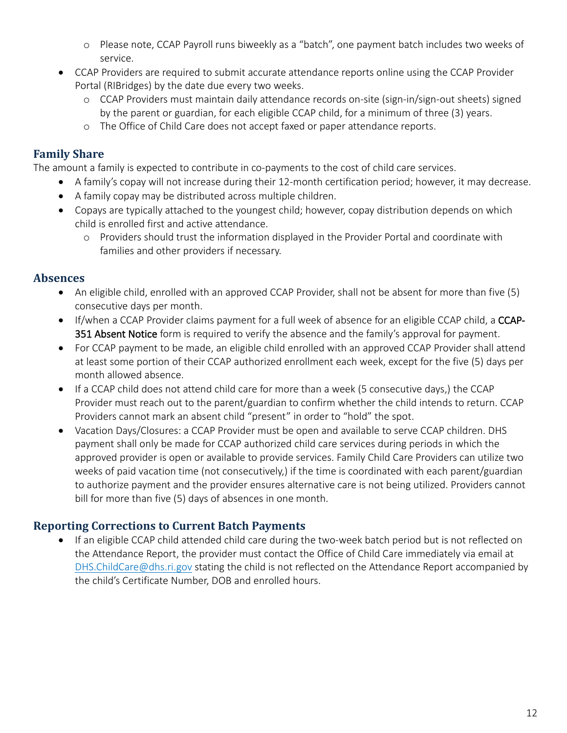- Please note, CCAP Payroll runs biweekly as a "batch", one payment batch includes two weeks of service.
- CCAP Providers are required to submit accurate attendance reports online using the CCAP Provider Portal (RIBridges) by the date due every two weeks.
    - CCAP Providers must maintain daily attendance records on-site (sign-in/sign-out sheets) signed by the parent or guardian, for each eligible CCAP child, for a minimum of three (3) years.
    - The Office of Child Care does not accept faxed or paper attendance reports.

## Family Share

The amount a family is expected to contribute in co-payments to the cost of child care services.

- A family's copay will not increase during their 12-month certification period; however, it may decrease.
- A family copay may be distributed across multiple children.
- Copays are typically attached to the youngest child; however, copay distribution depends on which child is enrolled first and active attendance.
    - Providers should trust the information displayed in the Provider Portal and coordinate with families and other providers if necessary.

## Absences

- An eligible child, enrolled with an approved CCAP Provider, shall not be absent for more than five (5) consecutive days per month.
- If/when a CCAP Provider claims payment for a full week of absence for an eligible CCAP child, a CCAP-351 Absent Notice form is required to verify the absence and the family's approval for payment.
- For CCAP payment to be made, an eligible child enrolled with an approved CCAP Provider shall attend at least some portion of their CCAP authorized enrollment each week, except for the five (5) days per month allowed absence.
- If a CCAP child does not attend child care for more than a week (5 consecutive days,) the CCAP Provider must reach out to the parent/guardian to confirm whether the child intends to return. CCAP Providers cannot mark an absent child "present" in order to "hold" the spot.
- Vacation Days/Closures: a CCAP Provider must be open and available to serve CCAP children. DHS payment shall only be made for CCAP authorized child care services during periods in which the approved provider is open or available to provide services. Family Child Care Providers can utilize two weeks of paid vacation time (not consecutively,) if the time is coordinated with each parent/guardian to authorize payment and the provider ensures alternative care is not being utilized. Providers cannot bill for more than five (5) days of absences in one month.

## Reporting Corrections to Current Batch Payments

- If an eligible CCAP child attended child care during the two-week batch period but is not reflected on the Attendance Report, the provider must contact the Office of Child Care immediately via email at DHS.ChildCare@dhs.ri.gov stating the child is not reflected on the Attendance Report accompanied by the child's Certificate Number, DOB and enrolled hours.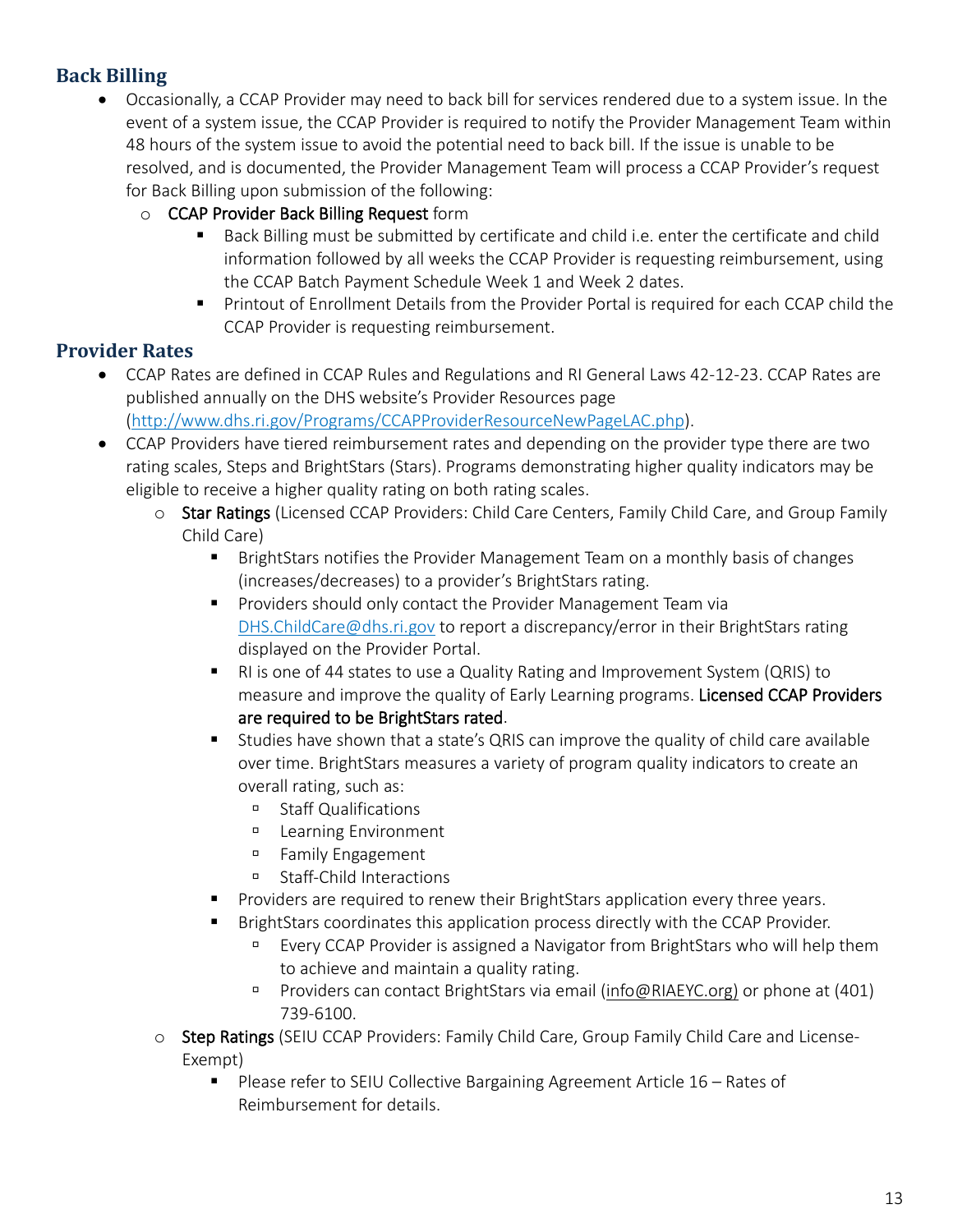## Back Billing

- Occasionally, a CCAP Provider may need to back bill for services rendered due to a system issue. In the event of a system issue, the CCAP Provider is required to notify the Provider Management Team within 48 hours of the system issue to avoid the potential need to back bill. If the issue is unable to be resolved, and is documented, the Provider Management Team will process a CCAP Provider's request for Back Billing upon submission of the following:
  - CCAP Provider Back Billing Request form
    - Back Billing must be submitted by certificate and child i.e. enter the certificate and child information followed by all weeks the CCAP Provider is requesting reimbursement, using the CCAP Batch Payment Schedule Week 1 and Week 2 dates.
    - Printout of Enrollment Details from the Provider Portal is required for each CCAP child the CCAP Provider is requesting reimbursement.

## Provider Rates

- CCAP Rates are defined in CCAP Rules and Regulations and RI General Laws 42-12-23. CCAP Rates are published annually on the DHS website's Provider Resources page (http://www.dhs.ri.gov/Programs/CCAPProviderResourceNewPageLAC.php).
- CCAP Providers have tiered reimbursement rates and depending on the provider type there are two rating scales, Steps and BrightStars (Stars). Programs demonstrating higher quality indicators may be eligible to receive a higher quality rating on both rating scales.
  - Star Ratings (Licensed CCAP Providers: Child Care Centers, Family Child Care, and Group Family Child Care)
    - BrightStars notifies the Provider Management Team on a monthly basis of changes (increases/decreases) to a provider's BrightStars rating.
    - Providers should only contact the Provider Management Team via DHS.ChildCare@dhs.ri.gov to report a discrepancy/error in their BrightStars rating displayed on the Provider Portal.
    - RI is one of 44 states to use a Quality Rating and Improvement System (QRIS) to measure and improve the quality of Early Learning programs. Licensed CCAP Providers are required to be BrightStars rated.
    - Studies have shown that a state's QRIS can improve the quality of child care available over time. BrightStars measures a variety of program quality indicators to create an overall rating, such as:
      - Staff Qualifications
      - Learning Environment
      - Family Engagement
      - Staff-Child Interactions
    - Providers are required to renew their BrightStars application every three years.
    - BrightStars coordinates this application process directly with the CCAP Provider.
      - Every CCAP Provider is assigned a Navigator from BrightStars who will help them to achieve and maintain a quality rating.
      - Providers can contact BrightStars via email (info@RIAEYC.org) or phone at (401) 739-6100.
  - Step Ratings (SEIU CCAP Providers: Family Child Care, Group Family Child Care and License-Exempt)
    - Please refer to SEIU Collective Bargaining Agreement Article 16 – Rates of Reimbursement for details.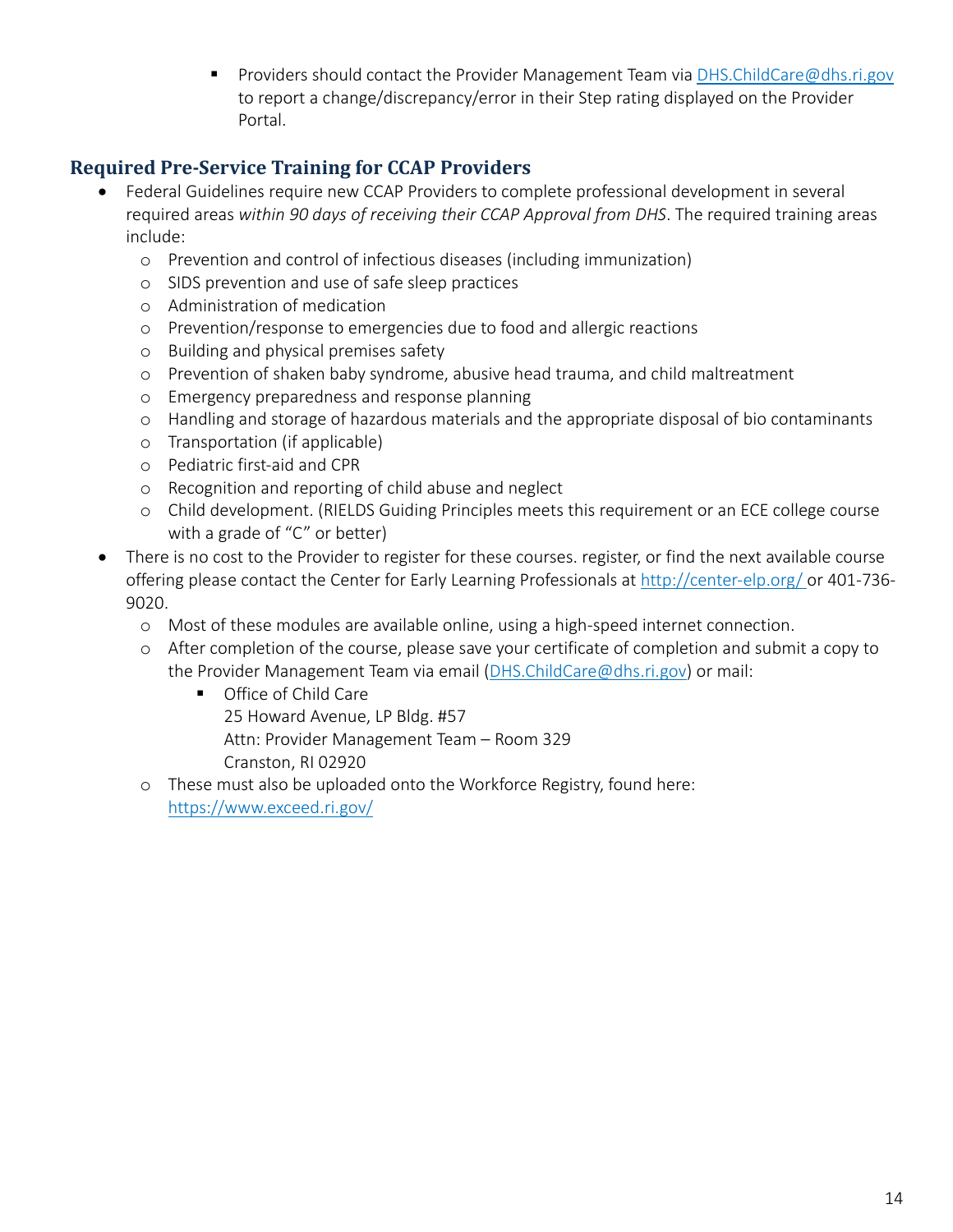- Providers should contact the Provider Management Team via [DHS.ChildCare@dhs.ri.gov](mailto:DHS.ChildCare@dhs.ri.gov) to report a change/discrepancy/error in their Step rating displayed on the Provider Portal.

## Required Pre-Service Training for CCAP Providers

- Federal Guidelines require new CCAP Providers to complete professional development in several required areas *within 90 days of receiving their CCAP Approval from DHS*. The required training areas include:
    - Prevention and control of infectious diseases (including immunization)
    - SIDS prevention and use of safe sleep practices
    - Administration of medication
    - Prevention/response to emergencies due to food and allergic reactions
    - Building and physical premises safety
    - Prevention of shaken baby syndrome, abusive head trauma, and child maltreatment
    - Emergency preparedness and response planning
    - Handling and storage of hazardous materials and the appropriate disposal of bio contaminants
    - Transportation (if applicable)
    - Pediatric first-aid and CPR
    - Recognition and reporting of child abuse and neglect
    - Child development. (RIELDS Guiding Principles meets this requirement or an ECE college course with a grade of "C" or better)
- There is no cost to the Provider to register for these courses. register, or find the next available course offering please contact the Center for Early Learning Professionals at [http://center-elp.org/](http://center-elp.org/) or 401-736-9020.
    - Most of these modules are available online, using a high-speed internet connection.
    - After completion of the course, please save your certificate of completion and submit a copy to the Provider Management Team via email ([DHS.ChildCare@dhs.ri.gov](mailto:DHS.ChildCare@dhs.ri.gov)) or mail:
        - Office of Child Care
          25 Howard Avenue, LP Bldg. #57
          Attn: Provider Management Team – Room 329
          Cranston, RI 02920
    - These must also be uploaded onto the Workforce Registry, found here: [https://www.exceed.ri.gov/](https://www.exceed.ri.gov/)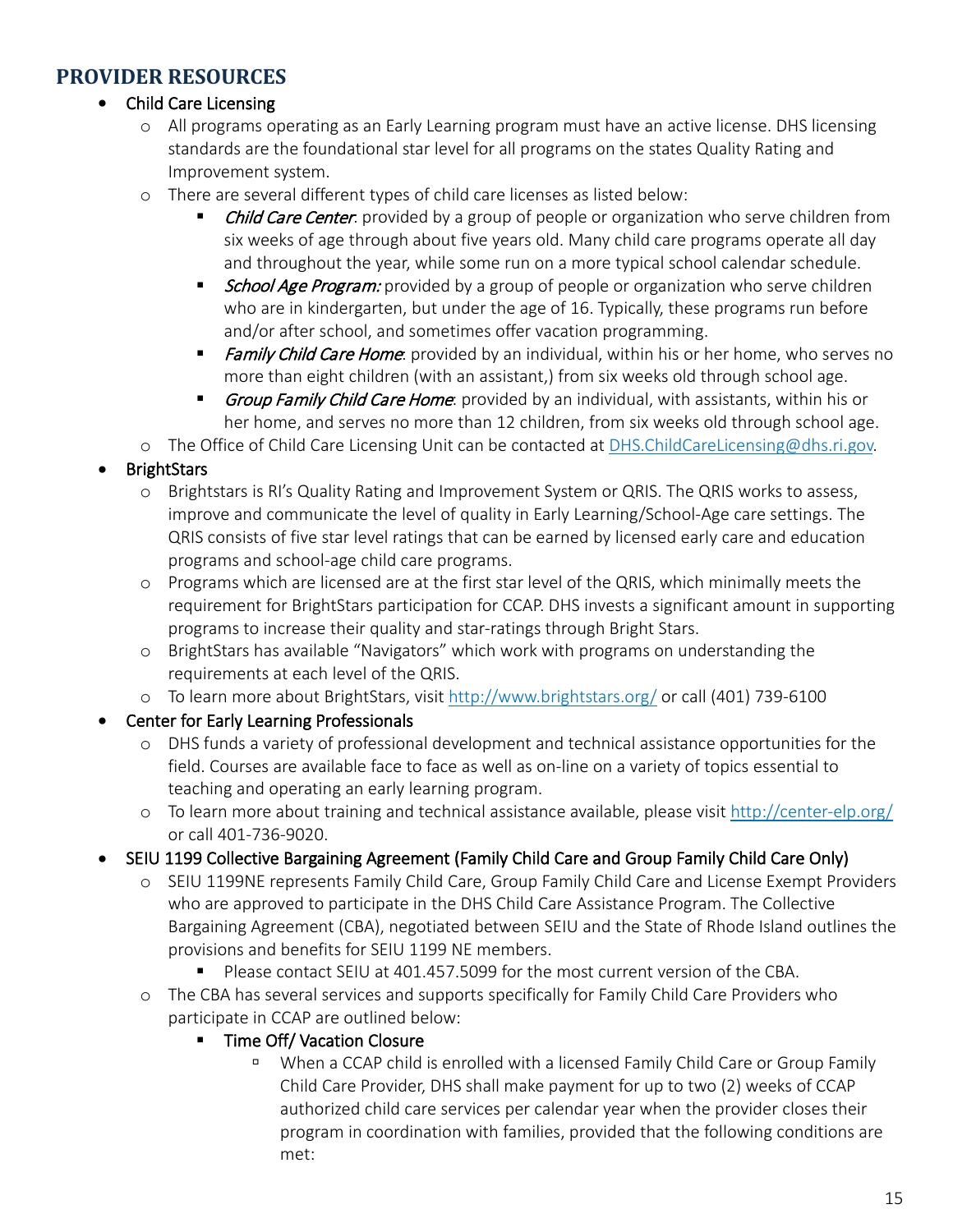## PROVIDER RESOURCES

- Child Care Licensing
  - All programs operating as an Early Learning program must have an active license. DHS licensing standards are the foundational star level for all programs on the states Quality Rating and Improvement system.
  - There are several different types of child care licenses as listed below:
    - *Child Care Center*: provided by a group of people or organization who serve children from six weeks of age through about five years old. Many child care programs operate all day and throughout the year, while some run on a more typical school calendar schedule.
    - *School Age Program:* provided by a group of people or organization who serve children who are in kindergarten, but under the age of 16. Typically, these programs run before and/or after school, and sometimes offer vacation programming.
    - *Family Child Care Home*: provided by an individual, within his or her home, who serves no more than eight children (with an assistant,) from six weeks old through school age.
    - *Group Family Child Care Home*: provided by an individual, with assistants, within his or her home, and serves no more than 12 children, from six weeks old through school age.
  - The Office of Child Care Licensing Unit can be contacted at DHS.ChildCareLicensing@dhs.ri.gov.
- BrightStars
  - Brightstars is RI's Quality Rating and Improvement System or QRIS. The QRIS works to assess, improve and communicate the level of quality in Early Learning/School-Age care settings. The QRIS consists of five star level ratings that can be earned by licensed early care and education programs and school-age child care programs.
  - Programs which are licensed are at the first star level of the QRIS, which minimally meets the requirement for BrightStars participation for CCAP. DHS invests a significant amount in supporting programs to increase their quality and star-ratings through Bright Stars.
  - BrightStars has available "Navigators" which work with programs on understanding the requirements at each level of the QRIS.
  - To learn more about BrightStars, visit http://www.brightstars.org/ or call (401) 739-6100
- Center for Early Learning Professionals
  - DHS funds a variety of professional development and technical assistance opportunities for the field. Courses are available face to face as well as on-line on a variety of topics essential to teaching and operating an early learning program.
  - To learn more about training and technical assistance available, please visit http://center-elp.org/ or call 401-736-9020.
- SEIU 1199 Collective Bargaining Agreement (Family Child Care and Group Family Child Care Only)
  - SEIU 1199NE represents Family Child Care, Group Family Child Care and License Exempt Providers who are approved to participate in the DHS Child Care Assistance Program. The Collective Bargaining Agreement (CBA), negotiated between SEIU and the State of Rhode Island outlines the provisions and benefits for SEIU 1199 NE members.
    - Please contact SEIU at 401.457.5099 for the most current version of the CBA.
  - The CBA has several services and supports specifically for Family Child Care Providers who participate in CCAP are outlined below:
    - Time Off/ Vacation Closure
      - When a CCAP child is enrolled with a licensed Family Child Care or Group Family Child Care Provider, DHS shall make payment for up to two (2) weeks of CCAP authorized child care services per calendar year when the provider closes their program in coordination with families, provided that the following conditions are met: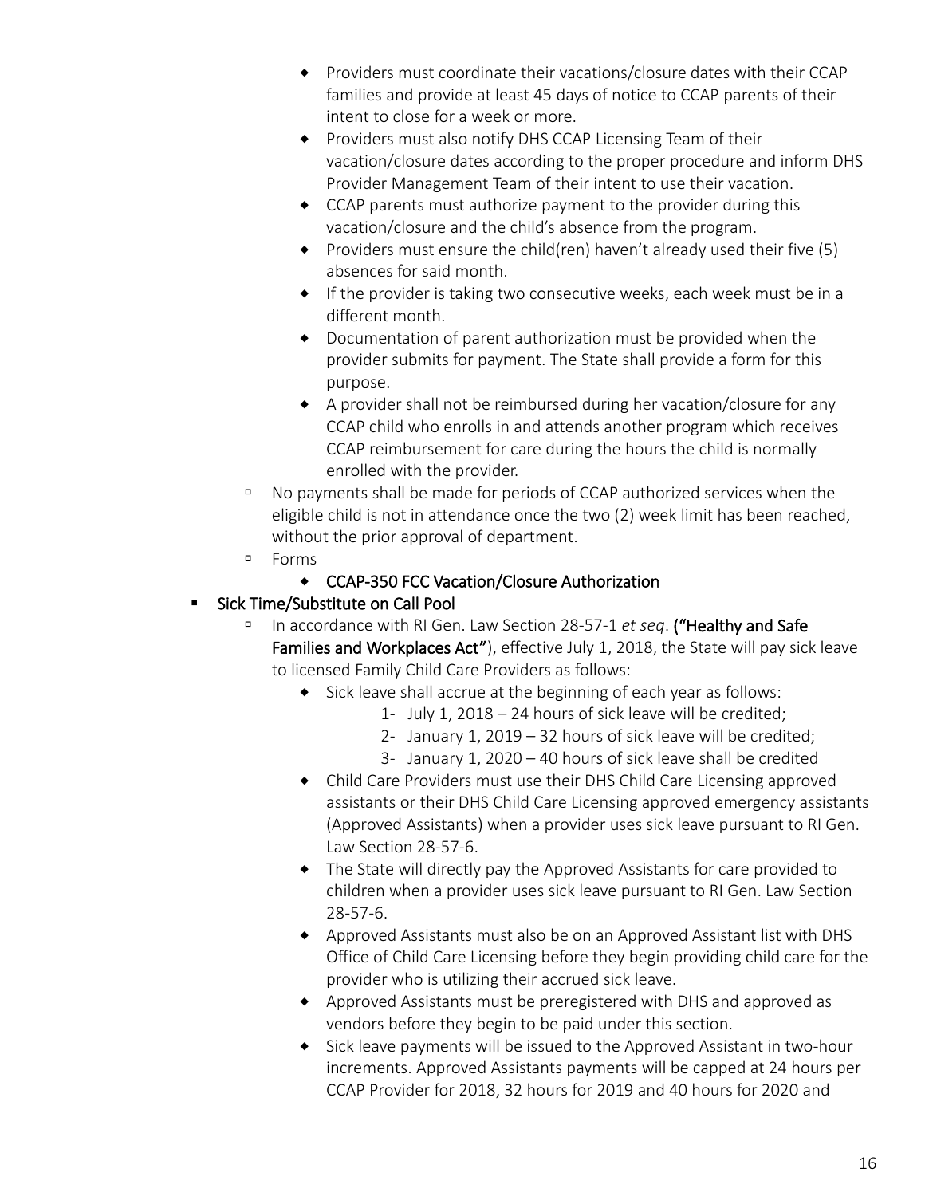- Providers must coordinate their vacations/closure dates with their CCAP families and provide at least 45 days of notice to CCAP parents of their intent to close for a week or more.
        - Providers must also notify DHS CCAP Licensing Team of their vacation/closure dates according to the proper procedure and inform DHS Provider Management Team of their intent to use their vacation.
        - CCAP parents must authorize payment to the provider during this vacation/closure and the child's absence from the program.
        - Providers must ensure the child(ren) haven't already used their five (5) absences for said month.
        - If the provider is taking two consecutive weeks, each week must be in a different month.
        - Documentation of parent authorization must be provided when the provider submits for payment. The State shall provide a form for this purpose.
        - A provider shall not be reimbursed during her vacation/closure for any CCAP child who enrolls in and attends another program which receives CCAP reimbursement for care during the hours the child is normally enrolled with the provider.
    - No payments shall be made for periods of CCAP authorized services when the eligible child is not in attendance once the two (2) week limit has been reached, without the prior approval of department.
    - Forms
        - CCAP-350 FCC Vacation/Closure Authorization
- Sick Time/Substitute on Call Pool
    - In accordance with RI Gen. Law Section 28-57-1 *et seq*. ("Healthy and Safe Families and Workplaces Act"), effective July 1, 2018, the State will pay sick leave to licensed Family Child Care Providers as follows:
        - Sick leave shall accrue at the beginning of each year as follows:
            1- July 1, 2018 – 24 hours of sick leave will be credited;
            2- January 1, 2019 – 32 hours of sick leave will be credited;
            3- January 1, 2020 – 40 hours of sick leave shall be credited
        - Child Care Providers must use their DHS Child Care Licensing approved assistants or their DHS Child Care Licensing approved emergency assistants (Approved Assistants) when a provider uses sick leave pursuant to RI Gen. Law Section 28-57-6.
        - The State will directly pay the Approved Assistants for care provided to children when a provider uses sick leave pursuant to RI Gen. Law Section 28-57-6.
        - Approved Assistants must also be on an Approved Assistant list with DHS Office of Child Care Licensing before they begin providing child care for the provider who is utilizing their accrued sick leave.
        - Approved Assistants must be preregistered with DHS and approved as vendors before they begin to be paid under this section.
        - Sick leave payments will be issued to the Approved Assistant in two-hour increments. Approved Assistants payments will be capped at 24 hours per CCAP Provider for 2018, 32 hours for 2019 and 40 hours for 2020 and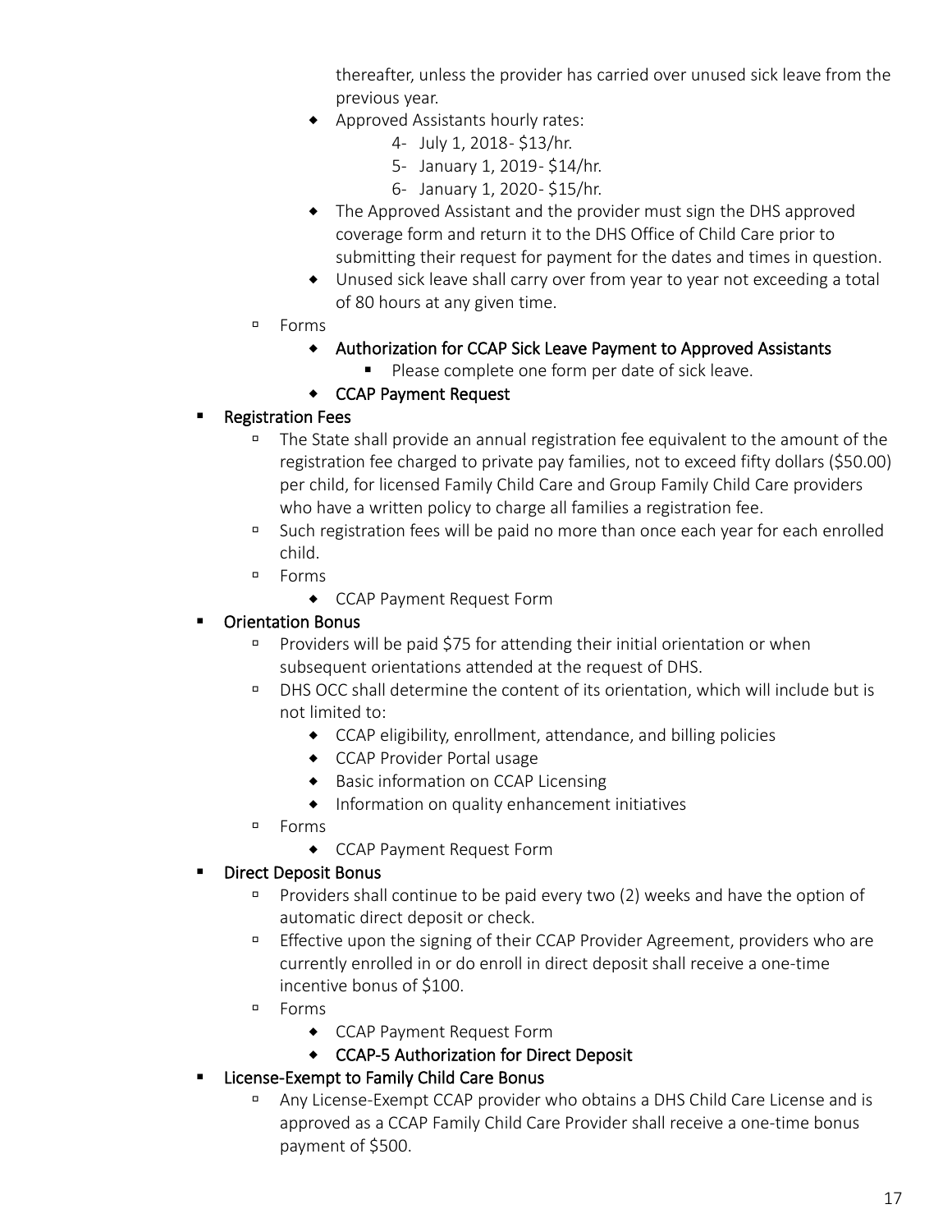thereafter, unless the provider has carried over unused sick leave from the previous year.

- Approved Assistants hourly rates:
  4- July 1, 2018- $13/hr.
  5- January 1, 2019- $14/hr.
  6- January 1, 2020- $15/hr.
- The Approved Assistant and the provider must sign the DHS approved coverage form and return it to the DHS Office of Child Care prior to submitting their request for payment for the dates and times in question.
- Unused sick leave shall carry over from year to year not exceeding a total of 80 hours at any given time.

- Forms
  - Authorization for CCAP Sick Leave Payment to Approved Assistants
    - Please complete one form per date of sick leave.
  - CCAP Payment Request

- Registration Fees
  - The State shall provide an annual registration fee equivalent to the amount of the registration fee charged to private pay families, not to exceed fifty dollars ($50.00) per child, for licensed Family Child Care and Group Family Child Care providers who have a written policy to charge all families a registration fee.
  - Such registration fees will be paid no more than once each year for each enrolled child.
  - Forms
    - CCAP Payment Request Form
- Orientation Bonus
  - Providers will be paid $75 for attending their initial orientation or when subsequent orientations attended at the request of DHS.
  - DHS OCC shall determine the content of its orientation, which will include but is not limited to:
    - CCAP eligibility, enrollment, attendance, and billing policies
    - CCAP Provider Portal usage
    - Basic information on CCAP Licensing
    - Information on quality enhancement initiatives
  - Forms
    - CCAP Payment Request Form
- Direct Deposit Bonus
  - Providers shall continue to be paid every two (2) weeks and have the option of automatic direct deposit or check.
  - Effective upon the signing of their CCAP Provider Agreement, providers who are currently enrolled in or do enroll in direct deposit shall receive a one-time incentive bonus of $100.
  - Forms
    - CCAP Payment Request Form
    - CCAP-5 Authorization for Direct Deposit
- License-Exempt to Family Child Care Bonus
  - Any License-Exempt CCAP provider who obtains a DHS Child Care License and is approved as a CCAP Family Child Care Provider shall receive a one-time bonus payment of $500.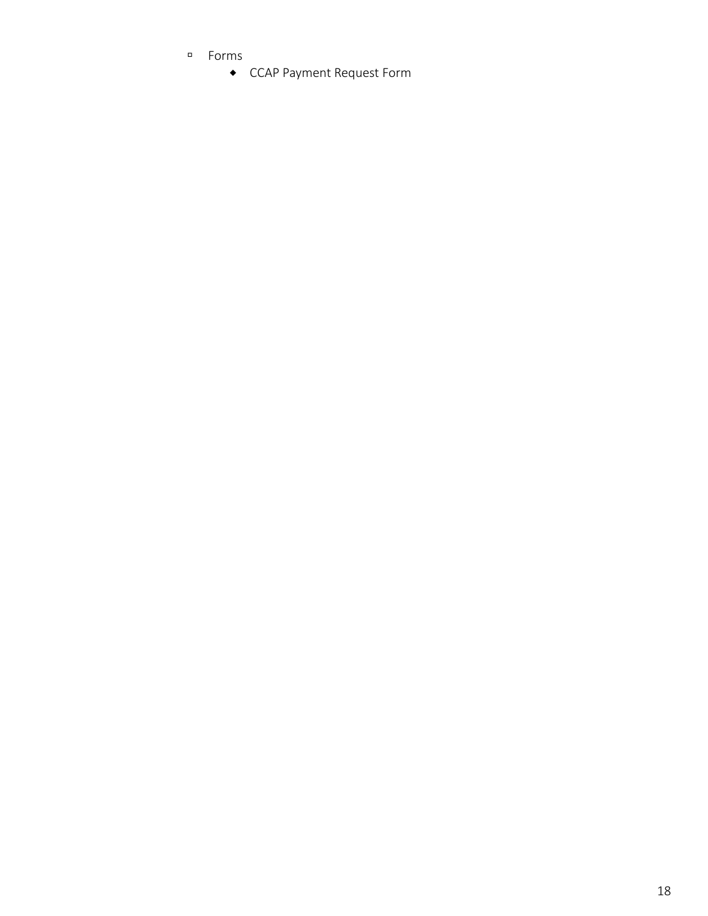- Forms
    - CCAP Payment Request Form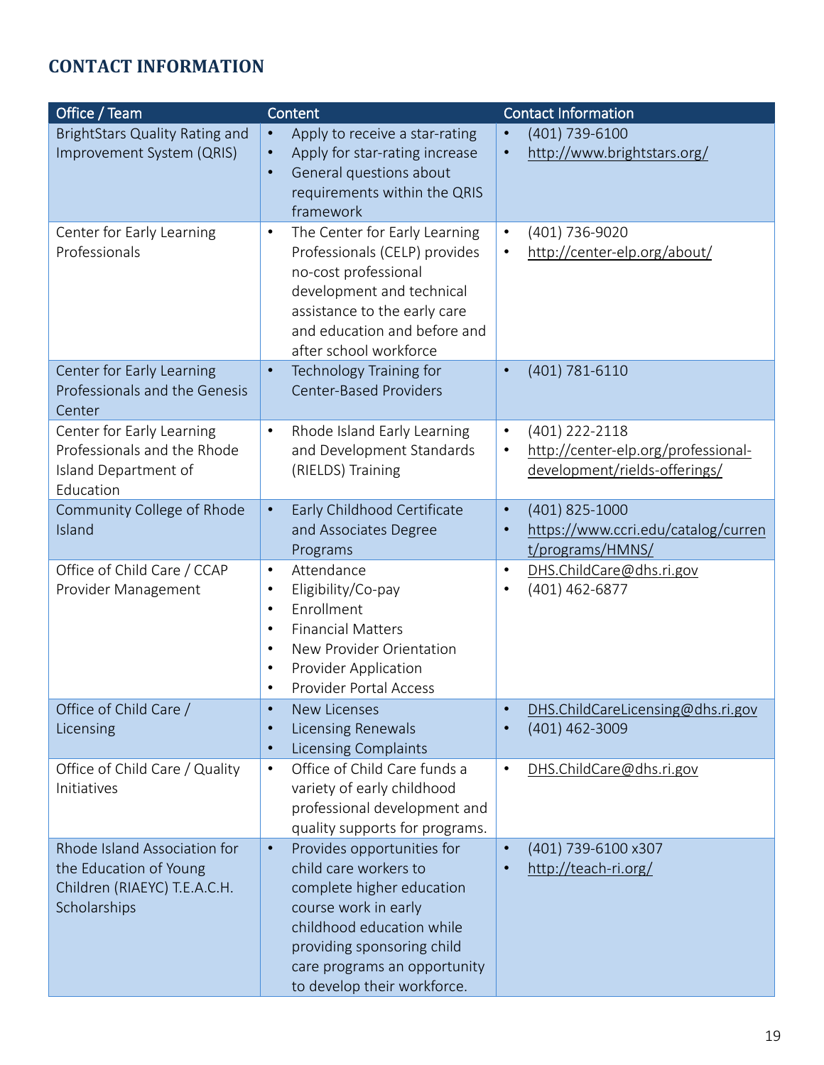## CONTACT INFORMATION

| Office / Team | Content | Contact Information |
|---|---|---|
| BrightStars Quality Rating and Improvement System (QRIS) | • Apply to receive a star-rating<br>• Apply for star-rating increase<br>• General questions about requirements within the QRIS framework | • (401) 739-6100<br>• http://www.brightstars.org/ |
| Center for Early Learning Professionals | • The Center for Early Learning Professionals (CELP) provides no-cost professional development and technical assistance to the early care and education and before and after school workforce | • (401) 736-9020<br>• http://center-elp.org/about/ |
| Center for Early Learning Professionals and the Genesis Center | • Technology Training for Center-Based Providers | • (401) 781-6110 |
| Center for Early Learning Professionals and the Rhode Island Department of Education | • Rhode Island Early Learning and Development Standards (RIELDS) Training | • (401) 222-2118<br>• http://center-elp.org/professional-development/rields-offerings/ |
| Community College of Rhode Island | • Early Childhood Certificate and Associates Degree Programs | • (401) 825-1000<br>• https://www.ccri.edu/catalog/current/programs/HMNS/ |
| Office of Child Care / CCAP Provider Management | • Attendance<br>• Eligibility/Co-pay<br>• Enrollment<br>• Financial Matters<br>• New Provider Orientation<br>• Provider Application<br>• Provider Portal Access | • DHS.ChildCare@dhs.ri.gov<br>• (401) 462-6877 |
| Office of Child Care / Licensing | • New Licenses<br>• Licensing Renewals<br>• Licensing Complaints | • DHS.ChildCareLicensing@dhs.ri.gov<br>• (401) 462-3009 |
| Office of Child Care / Quality Initiatives | • Office of Child Care funds a variety of early childhood professional development and quality supports for programs. | • DHS.ChildCare@dhs.ri.gov |
| Rhode Island Association for the Education of Young Children (RIAEYC) T.E.A.C.H. Scholarships | • Provides opportunities for child care workers to complete higher education course work in early childhood education while providing sponsoring child care programs an opportunity to develop their workforce. | • (401) 739-6100 x307<br>• http://teach-ri.org/ |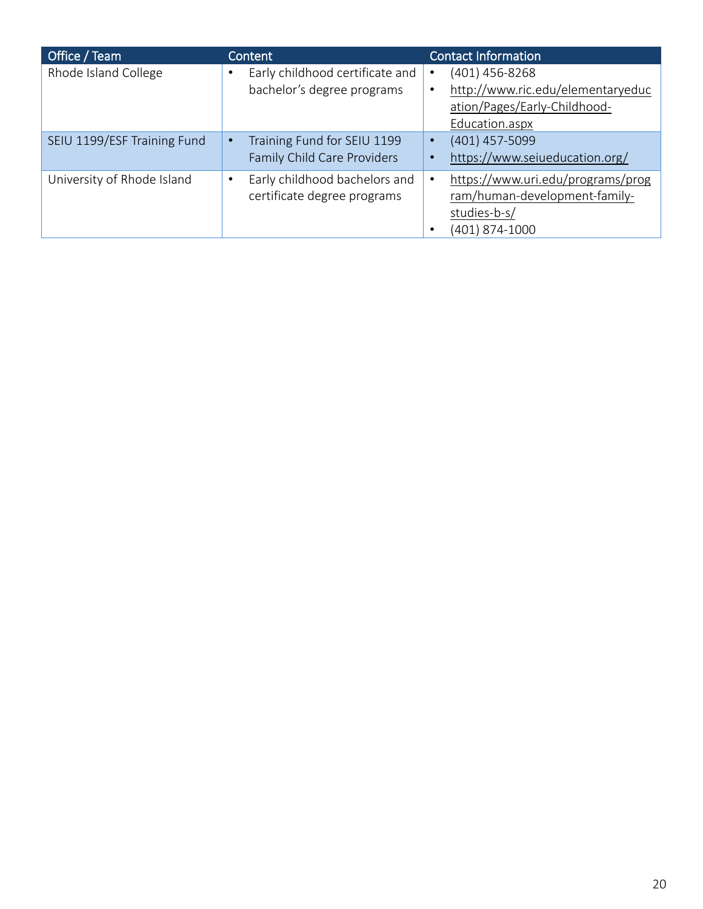| Office / Team | Content | Contact Information |
| --- | --- | --- |
| Rhode Island College | • Early childhood certificate and bachelor's degree programs | • (401) 456-8268<br>• http://www.ric.edu/elementaryeducation/Pages/Early-Childhood-Education.aspx |
| SEIU 1199/ESF Training Fund | • Training Fund for SEIU 1199 Family Child Care Providers | • (401) 457-5099<br>• https://www.seiueducation.org/ |
| University of Rhode Island | • Early childhood bachelors and certificate degree programs | • https://www.uri.edu/programs/program/human-development-family-studies-b-s/<br>• (401) 874-1000 |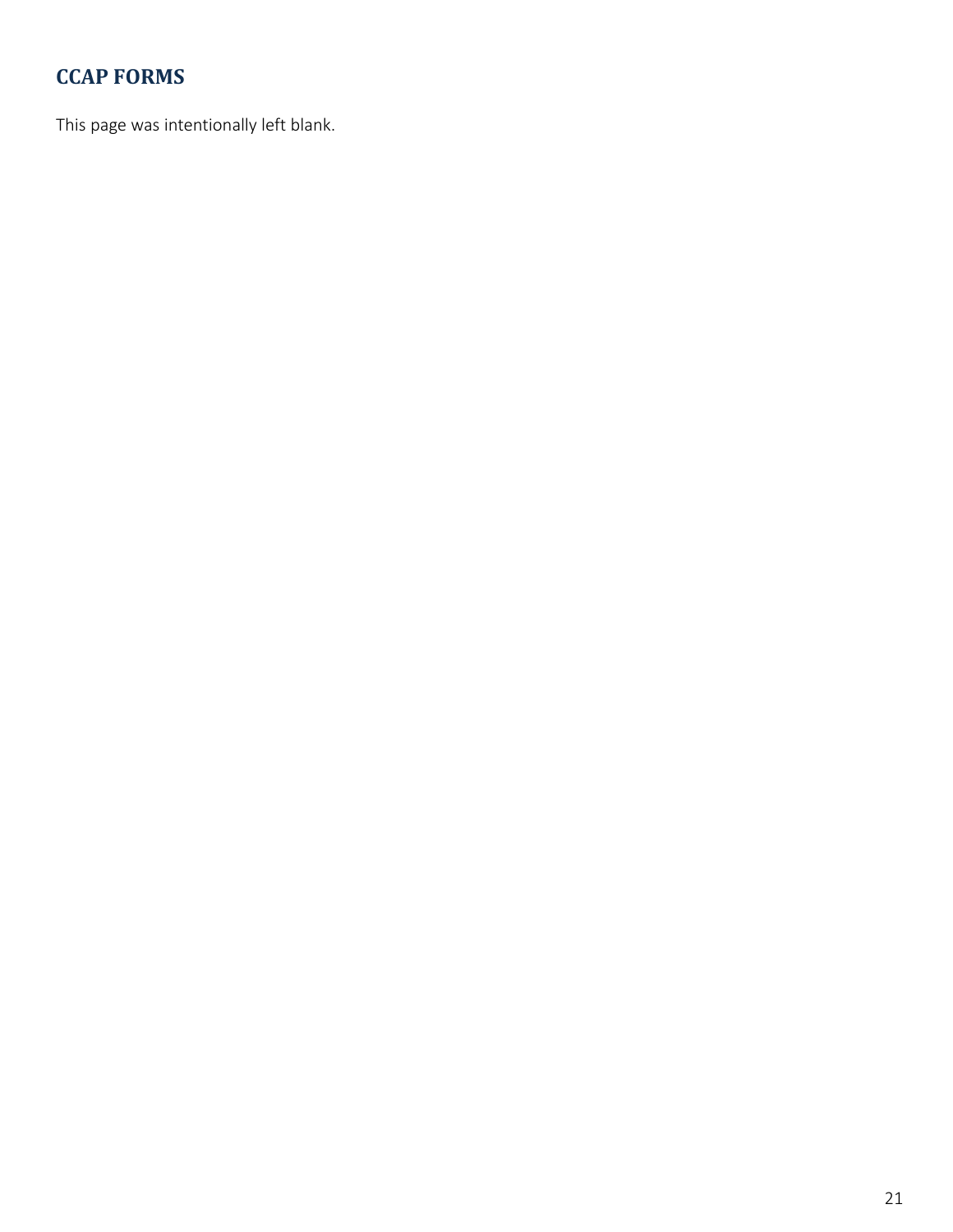## CCAP FORMS

This page was intentionally left blank.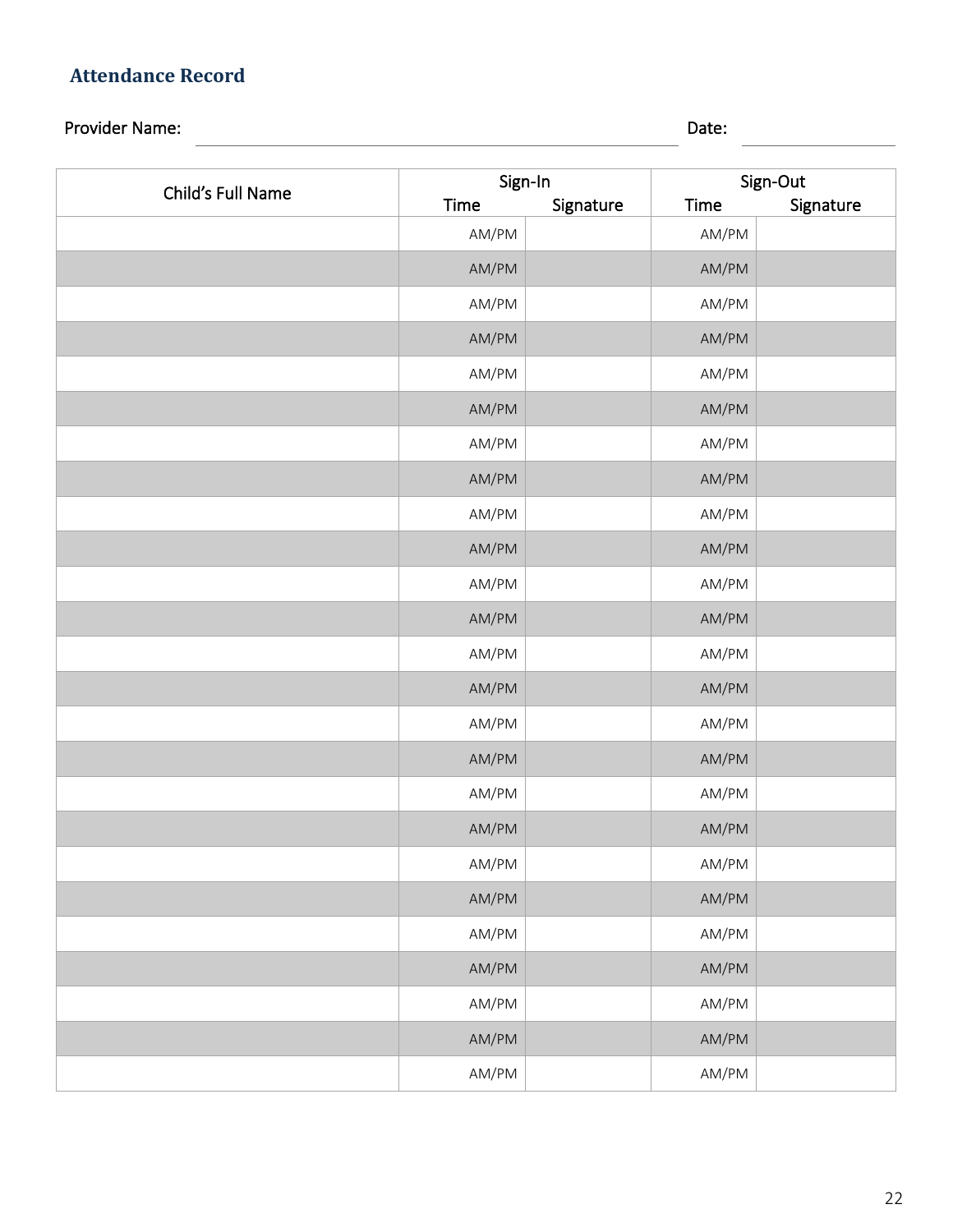## Attendance Record

Provider Name: ______________________________ Date: ______________

| Child's Full Name | Sign-In | | Sign-Out | |
|---|---|---|---|---|
| | Time | Signature | Time | Signature |
| | AM/PM | | AM/PM | |
| | AM/PM | | AM/PM | |
| | AM/PM | | AM/PM | |
| | AM/PM | | AM/PM | |
| | AM/PM | | AM/PM | |
| | AM/PM | | AM/PM | |
| | AM/PM | | AM/PM | |
| | AM/PM | | AM/PM | |
| | AM/PM | | AM/PM | |
| | AM/PM | | AM/PM | |
| | AM/PM | | AM/PM | |
| | AM/PM | | AM/PM | |
| | AM/PM | | AM/PM | |
| | AM/PM | | AM/PM | |
| | AM/PM | | AM/PM | |
| | AM/PM | | AM/PM | |
| | AM/PM | | AM/PM | |
| | AM/PM | | AM/PM | |
| | AM/PM | | AM/PM | |
| | AM/PM | | AM/PM | |
| | AM/PM | | AM/PM | |
| | AM/PM | | AM/PM | |
| | AM/PM | | AM/PM | |
| | AM/PM | | AM/PM | |
| | AM/PM | | AM/PM | |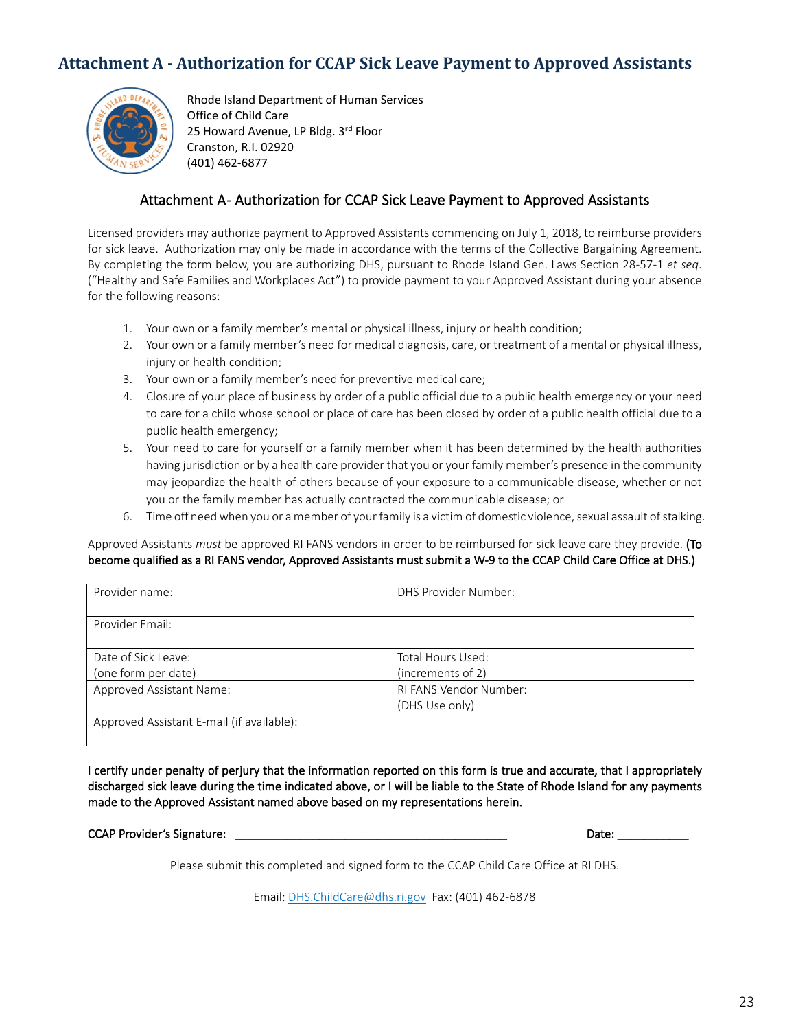## Attachment A - Authorization for CCAP Sick Leave Payment to Approved Assistants

Rhode Island Department of Human Services
Office of Child Care
25 Howard Avenue, LP Bldg. 3rd Floor
Cranston, R.I. 02920
(401) 462-6877

### Attachment A- Authorization for CCAP Sick Leave Payment to Approved Assistants

Licensed providers may authorize payment to Approved Assistants commencing on July 1, 2018, to reimburse providers for sick leave. Authorization may only be made in accordance with the terms of the Collective Bargaining Agreement. By completing the form below, you are authorizing DHS, pursuant to Rhode Island Gen. Laws Section 28-57-1 *et seq*. ("Healthy and Safe Families and Workplaces Act") to provide payment to your Approved Assistant during your absence for the following reasons:

1. Your own or a family member's mental or physical illness, injury or health condition;
2. Your own or a family member's need for medical diagnosis, care, or treatment of a mental or physical illness, injury or health condition;
3. Your own or a family member's need for preventive medical care;
4. Closure of your place of business by order of a public official due to a public health emergency or your need to care for a child whose school or place of care has been closed by order of a public health official due to a public health emergency;
5. Your need to care for yourself or a family member when it has been determined by the health authorities having jurisdiction or by a health care provider that you or your family member's presence in the community may jeopardize the health of others because of your exposure to a communicable disease, whether or not you or the family member has actually contracted the communicable disease; or
6. Time off need when you or a member of your family is a victim of domestic violence, sexual assault of stalking.

Approved Assistants *must* be approved RI FANS vendors in order to be reimbursed for sick leave care they provide. (To become qualified as a RI FANS vendor, Approved Assistants must submit a W-9 to the CCAP Child Care Office at DHS.)

| Provider name: | DHS Provider Number: |
|---|---|
| Provider Email: | |
| Date of Sick Leave: (one form per date) | Total Hours Used: (increments of 2) |
| Approved Assistant Name: | RI FANS Vendor Number: (DHS Use only) |
| Approved Assistant E-mail (if available): | |

I certify under penalty of perjury that the information reported on this form is true and accurate, that I appropriately discharged sick leave during the time indicated above, or I will be liable to the State of Rhode Island for any payments made to the Approved Assistant named above based on my representations herein.

CCAP Provider's Signature: ___________________________________________ Date: ___________

Please submit this completed and signed form to the CCAP Child Care Office at RI DHS.

Email: DHS.ChildCare@dhs.ri.gov Fax: (401) 462-6878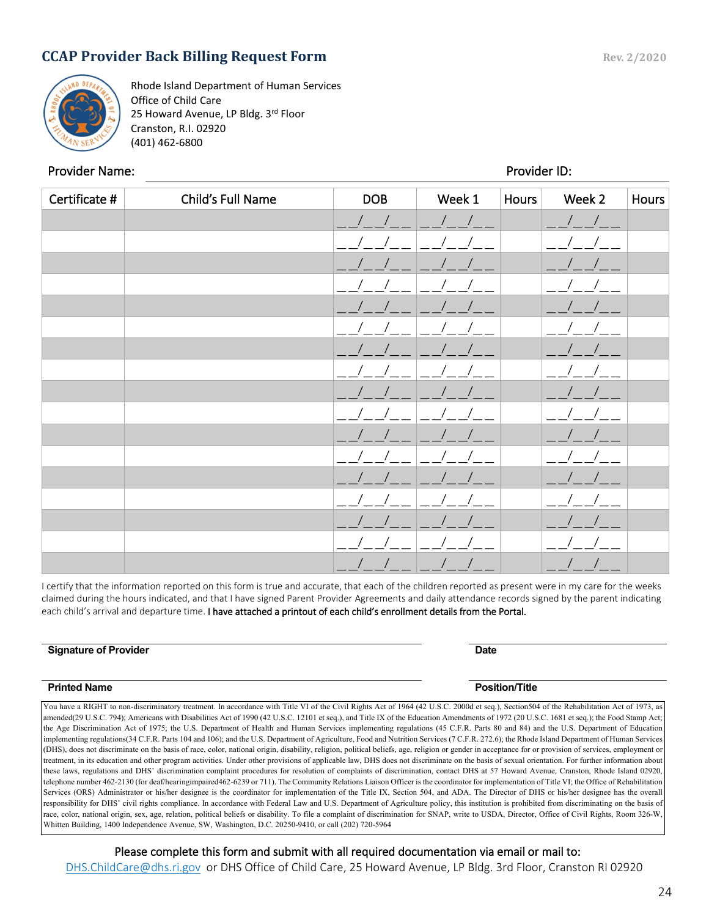## CCAP Provider Back Billing Request Form

Rev. 2/2020

Rhode Island Department of Human Services
Office of Child Care
25 Howard Avenue, LP Bldg. 3rd Floor
Cranston, R.I. 02920
(401) 462-6800

Provider Name: ______________________________ Provider ID: __________

| Certificate # | Child's Full Name | DOB | Week 1 | Hours | Week 2 | Hours |
|---|---|---|---|---|---|---|
| | | __/__/__ | __/__/__ | | __/__/__ | |
| | | __/__/__ | __/__/__ | | __/__/__ | |
| | | __/__/__ | __/__/__ | | __/__/__ | |
| | | __/__/__ | __/__/__ | | __/__/__ | |
| | | __/__/__ | __/__/__ | | __/__/__ | |
| | | __/__/__ | __/__/__ | | __/__/__ | |
| | | __/__/__ | __/__/__ | | __/__/__ | |
| | | __/__/__ | __/__/__ | | __/__/__ | |
| | | __/__/__ | __/__/__ | | __/__/__ | |
| | | __/__/__ | __/__/__ | | __/__/__ | |
| | | __/__/__ | __/__/__ | | __/__/__ | |
| | | __/__/__ | __/__/__ | | __/__/__ | |
| | | __/__/__ | __/__/__ | | __/__/__ | |
| | | __/__/__ | __/__/__ | | __/__/__ | |
| | | __/__/__ | __/__/__ | | __/__/__ | |
| | | __/__/__ | __/__/__ | | __/__/__ | |
| | | __/__/__ | __/__/__ | | __/__/__ | |

I certify that the information reported on this form is true and accurate, that each of the children reported as present were in my care for the weeks claimed during the hours indicated, and that I have signed Parent Provider Agreements and daily attendance records signed by the parent indicating each child's arrival and departure time. **I have attached a printout of each child's enrollment details from the Portal.**

______________________________ ______________________________
**Signature of Provider** **Date**

______________________________ ______________________________
**Printed Name** **Position/Title**

You have a RIGHT to non-discriminatory treatment. In accordance with Title VI of the Civil Rights Act of 1964 (42 U.S.C. 2000d et seq.), Section504 of the Rehabilitation Act of 1973, as amended(29 U.S.C. 794); Americans with Disabilities Act of 1990 (42 U.S.C. 12101 et seq.), and Title IX of the Education Amendments of 1972 (20 U.S.C. 1681 et seq.); the Food Stamp Act; the Age Discrimination Act of 1975; the U.S. Department of Health and Human Services implementing regulations (45 C.F.R. Parts 80 and 84) and the U.S. Department of Education implementing regulations(34 C.F.R. Parts 104 and 106); and the U.S. Department of Agriculture, Food and Nutrition Services (7 C.F.R. 272.6); the Rhode Island Department of Human Services (DHS), does not discriminate on the basis of race, color, national origin, disability, religion, political beliefs, age, religion or gender in acceptance for or provision of services, employment or treatment, in its education and other program activities. Under other provisions of applicable law, DHS does not discriminate on the basis of sexual orientation. For further information about these laws, regulations and DHS' discrimination complaint procedures for resolution of complaints of discrimination, contact DHS at 57 Howard Avenue, Cranston, Rhode Island 02920, telephone number 462-2130 (for deaf/hearingimpaired462-6239 or 711). The Community Relations Liaison Officer is the coordinator for implementation of Title VI; the Office of Rehabilitation Services (ORS) Administrator or his/her designee is the coordinator for implementation of the Title IX, Section 504, and ADA. The Director of DHS or his/her designee has the overall responsibility for DHS' civil rights compliance. In accordance with Federal Law and U.S. Department of Agriculture policy, this institution is prohibited from discriminating on the basis of race, color, national origin, sex, age, relation, political beliefs or disability. To file a complaint of discrimination for SNAP, write to USDA, Director, Office of Civil Rights, Room 326-W, Whitten Building, 1400 Independence Avenue, SW, Washington, D.C. 20250-9410, or call (202) 720-5964

Please complete this form and submit with all required documentation via email or mail to:
DHS.ChildCare@dhs.ri.gov or DHS Office of Child Care, 25 Howard Avenue, LP Bldg. 3rd Floor, Cranston RI 02920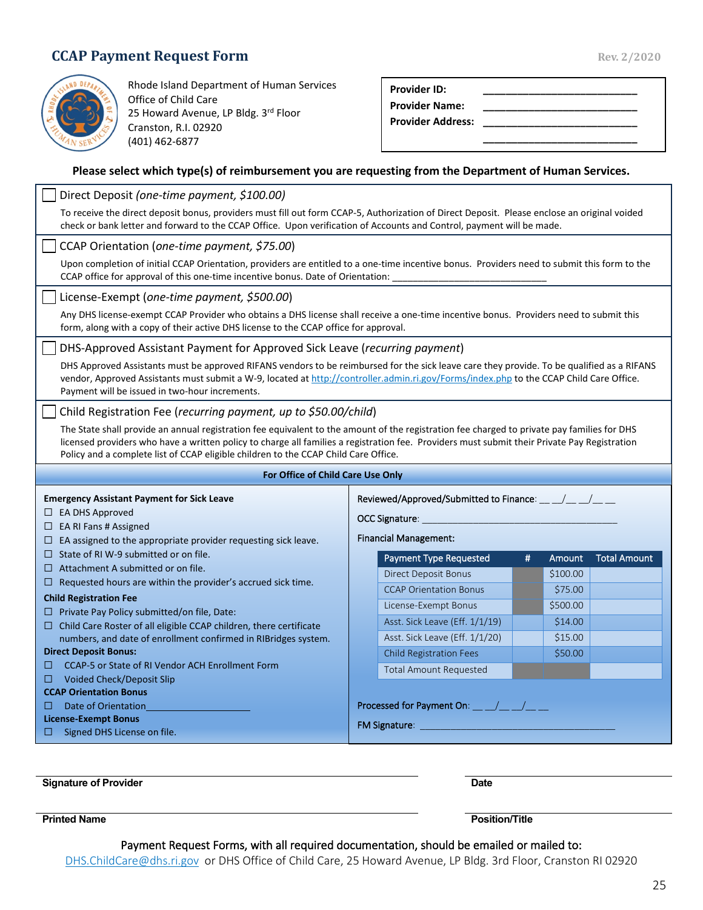# CCAP Payment Request Form

Rev. 2/2020

Rhode Island Department of Human Services
Office of Child Care
25 Howard Avenue, LP Bldg. 3rd Floor
Cranston, R.I. 02920
(401) 462-6877

**Provider ID:** ___________________________
**Provider Name:** ___________________________
**Provider Address:** ___________________________
___________________________

**Please select which type(s) of reimbursement you are requesting from the Department of Human Services.**

☐ Direct Deposit *(one-time payment, $100.00)*

To receive the direct deposit bonus, providers must fill out form CCAP-5, Authorization of Direct Deposit. Please enclose an original voided check or bank letter and forward to the CCAP Office. Upon verification of Accounts and Control, payment will be made.

☐ CCAP Orientation (*one-time payment, $75.00*)

Upon completion of initial CCAP Orientation, providers are entitled to a one-time incentive bonus. Providers need to submit this form to the CCAP office for approval of this one-time incentive bonus. Date of Orientation: ______________________________

☐ License-Exempt (*one-time payment, $500.00*)

Any DHS license-exempt CCAP Provider who obtains a DHS license shall receive a one-time incentive bonus. Providers need to submit this form, along with a copy of their active DHS license to the CCAP office for approval.

☐ DHS-Approved Assistant Payment for Approved Sick Leave (*recurring payment*)

DHS Approved Assistants must be approved RIFANS vendors to be reimbursed for the sick leave care they provide. To be qualified as a RIFANS vendor, Approved Assistants must submit a W-9, located at http://controller.admin.ri.gov/Forms/index.php to the CCAP Child Care Office. Payment will be issued in two-hour increments.

☐ Child Registration Fee (*recurring payment, up to $50.00/child*)

The State shall provide an annual registration fee equivalent to the amount of the registration fee charged to private pay families for DHS licensed providers who have a written policy to charge all families a registration fee. Providers must submit their Private Pay Registration Policy and a complete list of CCAP eligible children to the CCAP Child Care Office.

**For Office of Child Care Use Only**

**Emergency Assistant Payment for Sick Leave**
- ☐ EA DHS Approved
- ☐ EA RI Fans # Assigned
- ☐ EA assigned to the appropriate provider requesting sick leave.
- ☐ State of RI W-9 submitted or on file.
- ☐ Attachment A submitted or on file.
- ☐ Requested hours are within the provider's accrued sick time.

**Child Registration Fee**
- ☐ Private Pay Policy submitted/on file, Date:
- ☐ Child Care Roster of all eligible CCAP children, there certificate numbers, and date of enrollment confirmed in RIBridges system.

**Direct Deposit Bonus:**
- ☐ CCAP-5 or State of RI Vendor ACH Enrollment Form
- ☐ Voided Check/Deposit Slip

**CCAP Orientation Bonus**
- ☐ Date of Orientation___________________

**License-Exempt Bonus**
- ☐ Signed DHS License on file.

Reviewed/Approved/Submitted to Finance: __ __/__ __/__ __

OCC Signature: ______________________________________

Financial Management:

| Payment Type Requested | # | Amount | Total Amount |
|---|---|---|---|
| Direct Deposit Bonus | | $100.00 | |
| CCAP Orientation Bonus | | $75.00 | |
| License-Exempt Bonus | | $500.00 | |
| Asst. Sick Leave (Eff. 1/1/19) | | $14.00 | |
| Asst. Sick Leave (Eff. 1/1/20) | | $15.00 | |
| Child Registration Fees | | $50.00 | |
| Total Amount Requested | | | |

Processed for Payment On: __ __/__ __/__ __

FM Signature: ______________________________________

______________________________________ ______________________
**Signature of Provider** **Date**

______________________________________ ______________________
**Printed Name** **Position/Title**

Payment Request Forms, with all required documentation, should be emailed or mailed to:
DHS.ChildCare@dhs.ri.gov or DHS Office of Child Care, 25 Howard Avenue, LP Bldg. 3rd Floor, Cranston RI 02920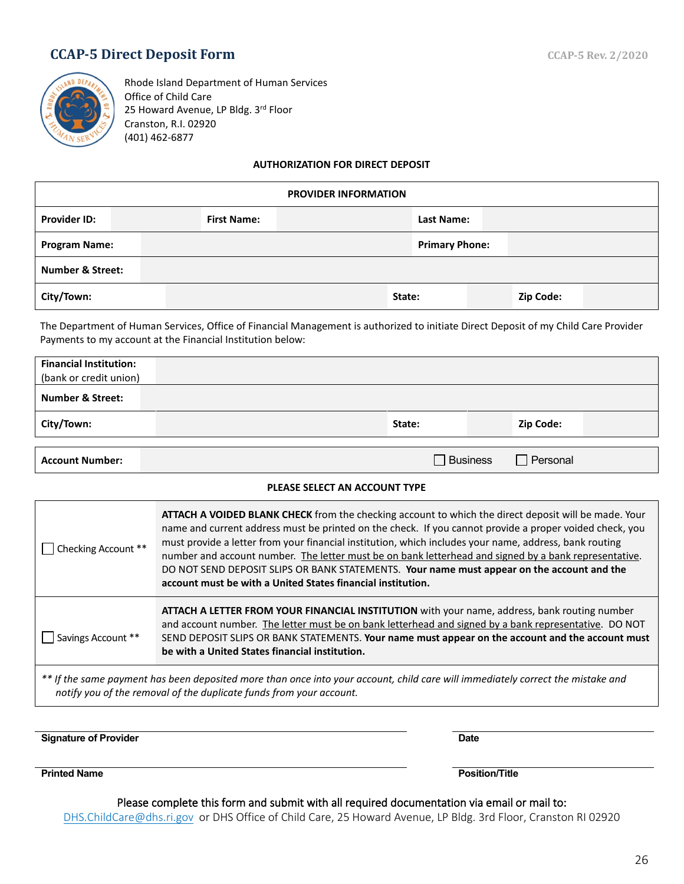# CCAP-5 Direct Deposit Form

CCAP-5 Rev. 2/2020

Rhode Island Department of Human Services
Office of Child Care
25 Howard Avenue, LP Bldg. 3rd Floor
Cranston, R.I. 02920
(401) 462-6877

**AUTHORIZATION FOR DIRECT DEPOSIT**

| **PROVIDER INFORMATION** | | | | | |
|---|---|---|---|---|---|
| **Provider ID:** | | **First Name:** | | **Last Name:** | |
| **Program Name:** | | | | **Primary Phone:** | |
| **Number & Street:** | | | | | |
| **City/Town:** | | **State:** | | **Zip Code:** | |

The Department of Human Services, Office of Financial Management is authorized to initiate Direct Deposit of my Child Care Provider Payments to my account at the Financial Institution below:

| | | | | | |
|---|---|---|---|---|---|
| **Financial Institution:** (bank or credit union) | | | | | |
| **Number & Street:** | | | | | |
| **City/Town:** | | **State:** | | **Zip Code:** | |

| | | | |
|---|---|---|---|
| **Account Number:** | | ☐ Business | ☐ Personal |

**PLEASE SELECT AN ACCOUNT TYPE**

| | |
|---|---|
| ☐ Checking Account ** | **ATTACH A VOIDED BLANK CHECK** from the checking account to which the direct deposit will be made. Your name and current address must be printed on the check. If you cannot provide a proper voided check, you must provide a letter from your financial institution, which includes your name, address, bank routing number and account number. The letter must be on bank letterhead and signed by a bank representative. DO NOT SEND DEPOSIT SLIPS OR BANK STATEMENTS. **Your name must appear on the account and the account must be with a United States financial institution.** |
| ☐ Savings Account ** | **ATTACH A LETTER FROM YOUR FINANCIAL INSTITUTION** with your name, address, bank routing number and account number. The letter must be on bank letterhead and signed by a bank representative. DO NOT SEND DEPOSIT SLIPS OR BANK STATEMENTS. **Your name must appear on the account and the account must be with a United States financial institution.** |

*** If the same payment has been deposited more than once into your account, child care will immediately correct the mistake and notify you of the removal of the duplicate funds from your account.*

**Signature of Provider** ______________________ **Date** ______________________

**Printed Name** ______________________ **Position/Title** ______________________

Please complete this form and submit with all required documentation via email or mail to:
DHS.ChildCare@dhs.ri.gov or DHS Office of Child Care, 25 Howard Avenue, LP Bldg. 3rd Floor, Cranston RI 02920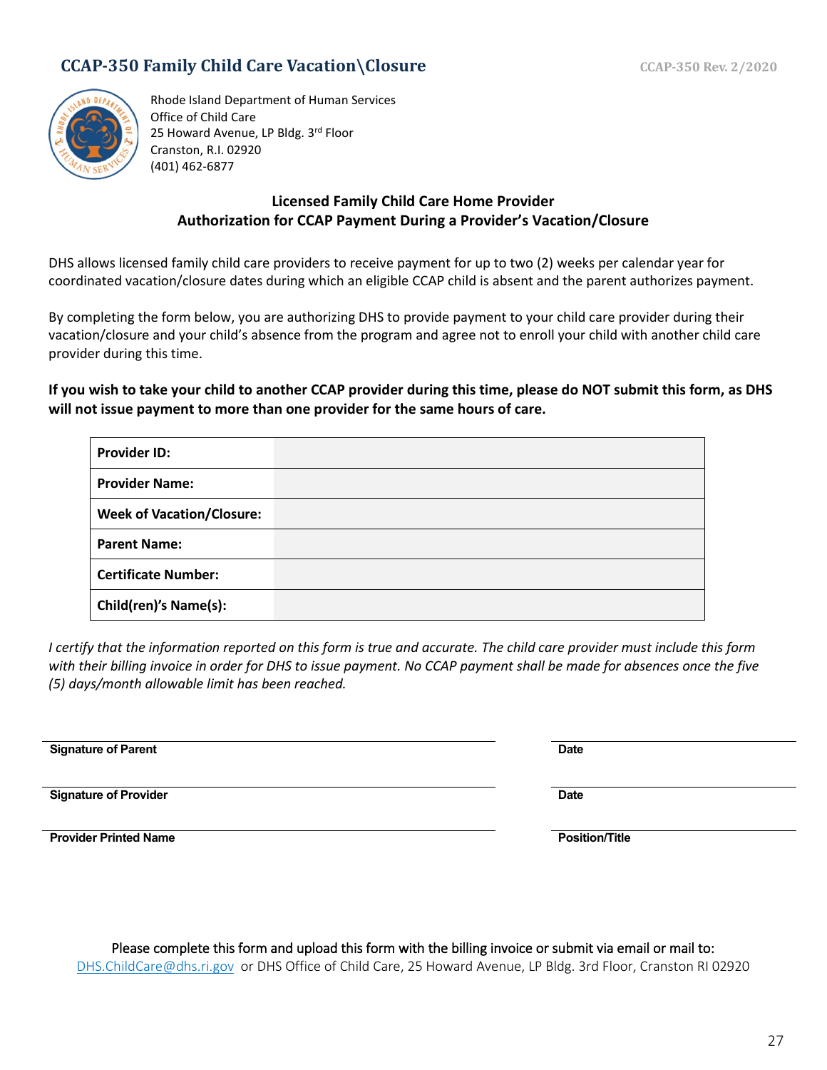## CCAP-350 Family Child Care Vacation\Closure

CCAP-350 Rev. 2/2020

Rhode Island Department of Human Services
Office of Child Care
25 Howard Avenue, LP Bldg. 3rd Floor
Cranston, R.I. 02920
(401) 462-6877

**Licensed Family Child Care Home Provider**
**Authorization for CCAP Payment During a Provider's Vacation/Closure**

DHS allows licensed family child care providers to receive payment for up to two (2) weeks per calendar year for coordinated vacation/closure dates during which an eligible CCAP child is absent and the parent authorizes payment.

By completing the form below, you are authorizing DHS to provide payment to your child care provider during their vacation/closure and your child's absence from the program and agree not to enroll your child with another child care provider during this time.

**If you wish to take your child to another CCAP provider during this time, please do NOT submit this form, as DHS will not issue payment to more than one provider for the same hours of care.**

| | |
|---|---|
| **Provider ID:** | |
| **Provider Name:** | |
| **Week of Vacation/Closure:** | |
| **Parent Name:** | |
| **Certificate Number:** | |
| **Child(ren)'s Name(s):** | |

*I certify that the information reported on this form is true and accurate. The child care provider must include this form with their billing invoice in order for DHS to issue payment. No CCAP payment shall be made for absences once the five (5) days/month allowable limit has been reached.*

| | |
|---|---|
| **Signature of Parent** | **Date** |
| **Signature of Provider** | **Date** |
| **Provider Printed Name** | **Position/Title** |

Please complete this form and upload this form with the billing invoice or submit via email or mail to:
DHS.ChildCare@dhs.ri.gov or DHS Office of Child Care, 25 Howard Avenue, LP Bldg. 3rd Floor, Cranston RI 02920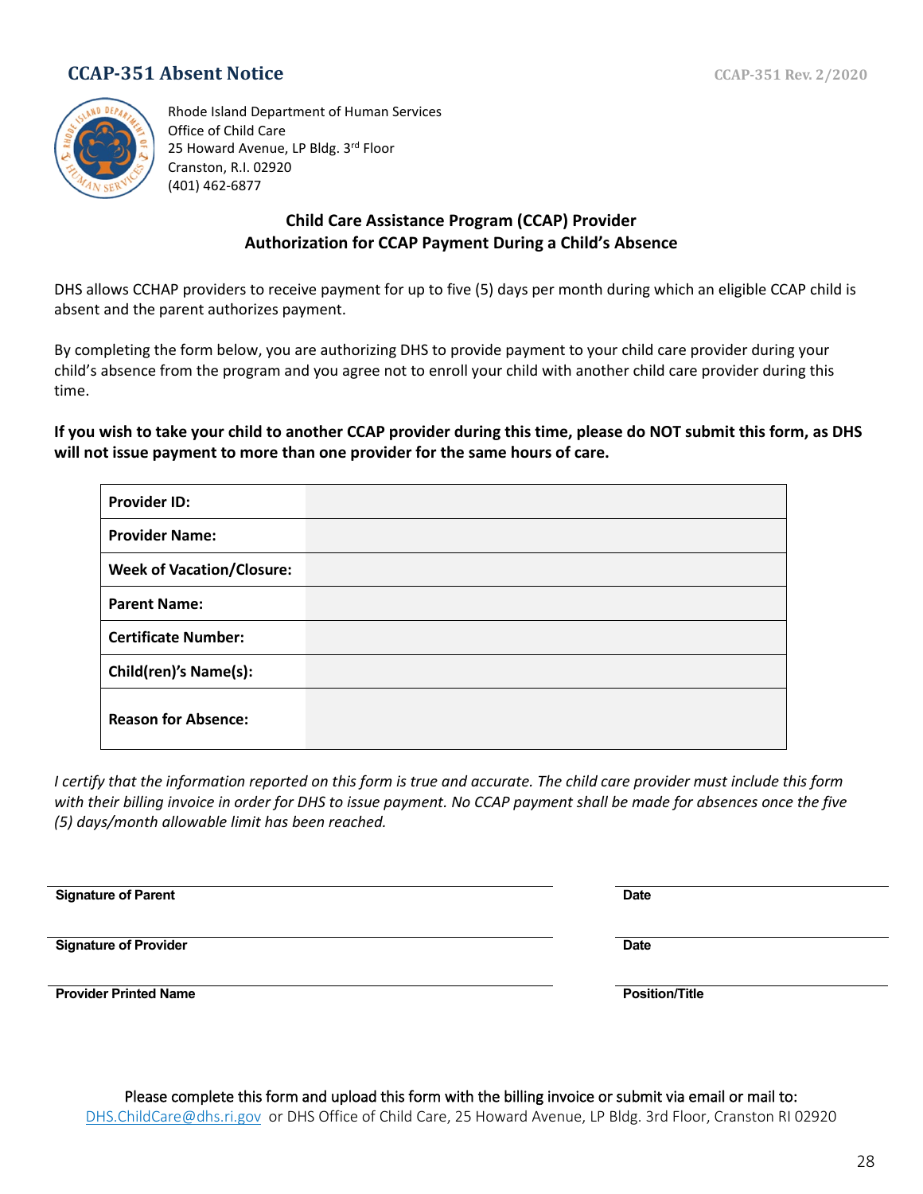## CCAP-351 Absent Notice

CCAP-351 Rev. 2/2020

Rhode Island Department of Human Services
Office of Child Care
25 Howard Avenue, LP Bldg. 3rd Floor
Cranston, R.I. 02920
(401) 462-6877

**Child Care Assistance Program (CCAP) Provider**
**Authorization for CCAP Payment During a Child's Absence**

DHS allows CCHAP providers to receive payment for up to five (5) days per month during which an eligible CCAP child is absent and the parent authorizes payment.

By completing the form below, you are authorizing DHS to provide payment to your child care provider during your child's absence from the program and you agree not to enroll your child with another child care provider during this time.

**If you wish to take your child to another CCAP provider during this time, please do NOT submit this form, as DHS will not issue payment to more than one provider for the same hours of care.**

| | |
|---|---|
| **Provider ID:** | |
| **Provider Name:** | |
| **Week of Vacation/Closure:** | |
| **Parent Name:** | |
| **Certificate Number:** | |
| **Child(ren)'s Name(s):** | |
| **Reason for Absence:** | |

*I certify that the information reported on this form is true and accurate. The child care provider must include this form with their billing invoice in order for DHS to issue payment. No CCAP payment shall be made for absences once the five (5) days/month allowable limit has been reached.*

| | |
|---|---|
| **Signature of Parent** | **Date** |
| **Signature of Provider** | **Date** |
| **Provider Printed Name** | **Position/Title** |

Please complete this form and upload this form with the billing invoice or submit via email or mail to:
DHS.ChildCare@dhs.ri.gov or DHS Office of Child Care, 25 Howard Avenue, LP Bldg. 3rd Floor, Cranston RI 02920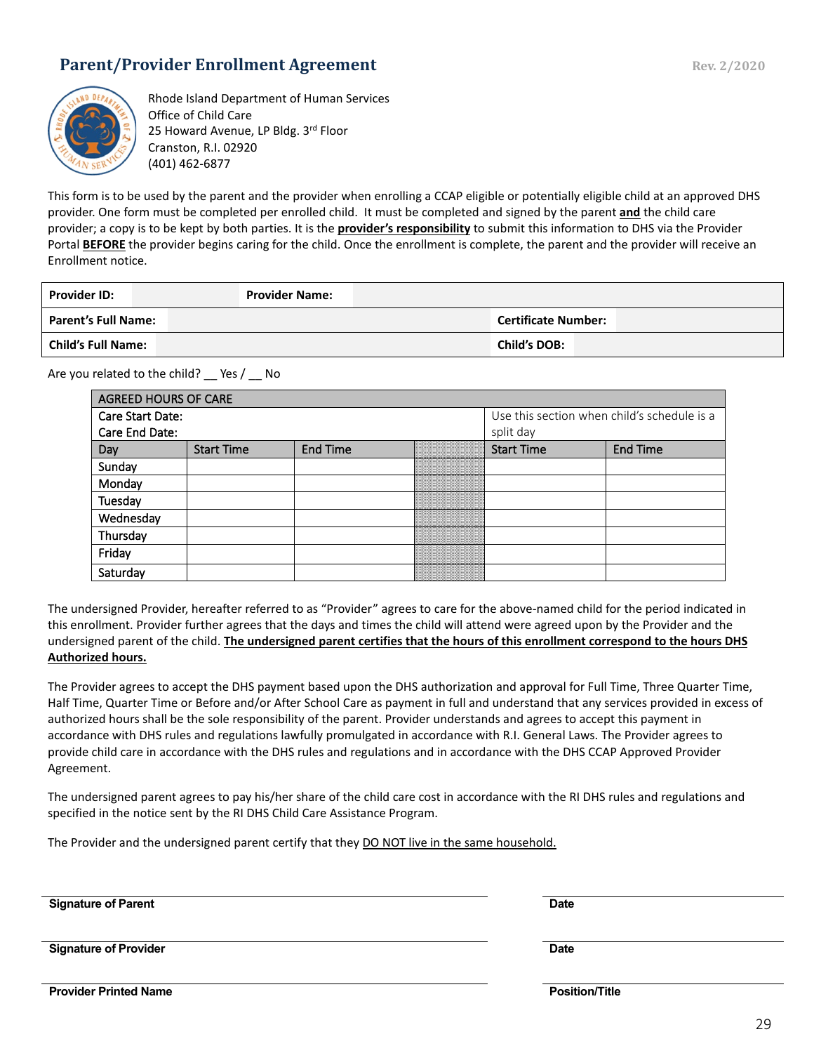## Parent/Provider Enrollment Agreement

Rev. 2/2020

Rhode Island Department of Human Services
Office of Child Care
25 Howard Avenue, LP Bldg. 3rd Floor
Cranston, R.I. 02920
(401) 462-6877

This form is to be used by the parent and the provider when enrolling a CCAP eligible or potentially eligible child at an approved DHS provider. One form must be completed per enrolled child. It must be completed and signed by the parent **and** the child care provider; a copy is to be kept by both parties. It is the **provider's responsibility** to submit this information to DHS via the Provider Portal **BEFORE** the provider begins caring for the child. Once the enrollment is complete, the parent and the provider will receive an Enrollment notice.

| **Provider ID:** | | **Provider Name:** | |
|---|---|---|---|
| **Parent's Full Name:** | | **Certificate Number:** | |
| **Child's Full Name:** | | **Child's DOB:** | |

Are you related to the child? __ Yes / __ No

| AGREED HOURS OF CARE | | | | | |
|---|---|---|---|---|---|
| Care Start Date:<br>Care End Date: | | | | Use this section when child's schedule is a split day | |
| Day | Start Time | End Time | | Start Time | End Time |
| Sunday | | | | | |
| Monday | | | | | |
| Tuesday | | | | | |
| Wednesday | | | | | |
| Thursday | | | | | |
| Friday | | | | | |
| Saturday | | | | | |

The undersigned Provider, hereafter referred to as "Provider" agrees to care for the above-named child for the period indicated in this enrollment. Provider further agrees that the days and times the child will attend were agreed upon by the Provider and the undersigned parent of the child. **The undersigned parent certifies that the hours of this enrollment correspond to the hours DHS Authorized hours.**

The Provider agrees to accept the DHS payment based upon the DHS authorization and approval for Full Time, Three Quarter Time, Half Time, Quarter Time or Before and/or After School Care as payment in full and understand that any services provided in excess of authorized hours shall be the sole responsibility of the parent. Provider understands and agrees to accept this payment in accordance with DHS rules and regulations lawfully promulgated in accordance with R.I. General Laws. The Provider agrees to provide child care in accordance with the DHS rules and regulations and in accordance with the DHS CCAP Approved Provider Agreement.

The undersigned parent agrees to pay his/her share of the child care cost in accordance with the RI DHS rules and regulations and specified in the notice sent by the RI DHS Child Care Assistance Program.

The Provider and the undersigned parent certify that they DO NOT live in the same household.

**Signature of Parent** ______________________ **Date** __________

**Signature of Provider** ______________________ **Date** __________

**Provider Printed Name** ______________________ **Position/Title** __________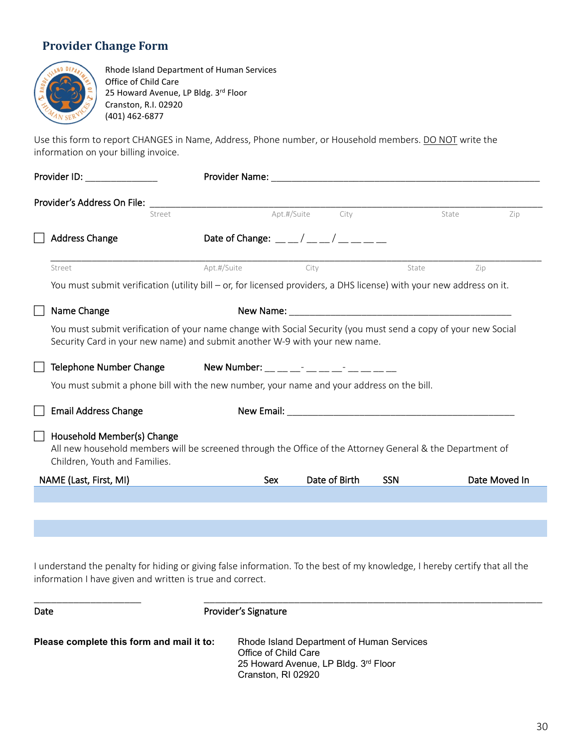## Provider Change Form

Rhode Island Department of Human Services
Office of Child Care
25 Howard Avenue, LP Bldg. 3rd Floor
Cranston, R.I. 02920
(401) 462-6877

Use this form to report CHANGES in Name, Address, Phone number, or Household members. DO NOT write the information on your billing invoice.

Provider ID: ______________ Provider Name: ______________________________________________________

Provider's Address On File: ______________________________________________________________________
Street Apt.#/Suite City State Zip

☐ Address Change Date of Change: __ __ / __ __ / __ __ __ __

______________________________________________________________________________________________
Street Apt.#/Suite City State Zip

You must submit verification (utility bill – or, for licensed providers, a DHS license) with your new address on it.

☐ Name Change New Name: ____________________________________________

You must submit verification of your name change with Social Security (you must send a copy of your new Social Security Card in your new name) and submit another W-9 with your new name.

☐ Telephone Number Change New Number: __ __ __- __ __ __- __ __ __ __

You must submit a phone bill with the new number, your name and your address on the bill.

☐ Email Address Change New Email: _____________________________________________

☐ Household Member(s) Change
All new household members will be screened through the Office of the Attorney General & the Department of Children, Youth and Families.

| NAME (Last, First, MI) | Sex | Date of Birth | SSN | Date Moved In |
|---|---|---|---|---|
| | | | | |
| | | | | |
| | | | | |

I understand the penalty for hiding or giving false information. To the best of my knowledge, I hereby certify that all the information I have given and written is true and correct.

_____________________ ________________________________________________________________
Date Provider's Signature

**Please complete this form and mail it to:**

Rhode Island Department of Human Services
Office of Child Care
25 Howard Avenue, LP Bldg. 3rd Floor
Cranston, RI 02920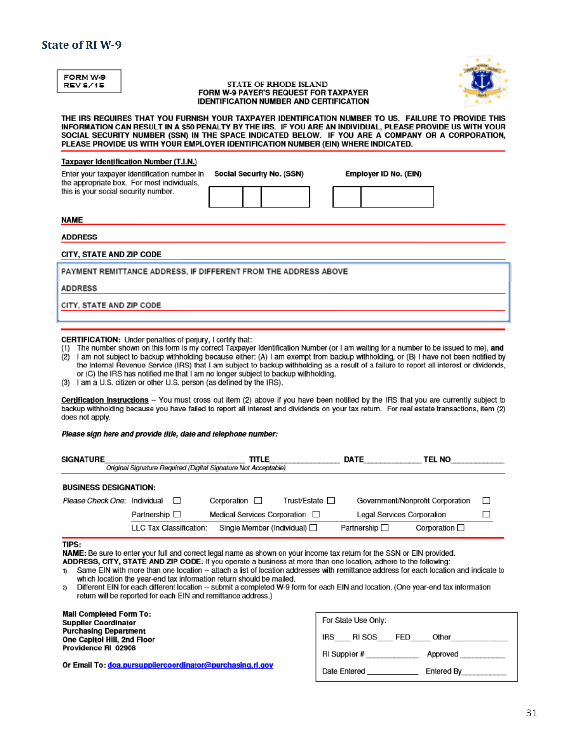## State of RI W-9

FORM W-9
REV 8/15

STATE OF RHODE ISLAND
FORM W-9 PAYER'S REQUEST FOR TAXPAYER IDENTIFICATION NUMBER AND CERTIFICATION

**THE IRS REQUIRES THAT YOU FURNISH YOUR TAXPAYER IDENTIFICATION NUMBER TO US. FAILURE TO PROVIDE THIS INFORMATION CAN RESULT IN A $50 PENALTY BY THE IRS. IF YOU ARE AN INDIVIDUAL, PLEASE PROVIDE US WITH YOUR SOCIAL SECURITY NUMBER (SSN) IN THE SPACE INDICATED BELOW. IF YOU ARE A COMPANY OR A CORPORATION, PLEASE PROVIDE US WITH YOUR EMPLOYER IDENTIFICATION NUMBER (EIN) WHERE INDICATED.**

**Taxpayer Identification Number (T.I.N.)**

Enter your taxpayer identification number in the appropriate box. For most individuals, this is your social security number.

**Social Security No. (SSN)** ___ ___ ___

**Employer ID No. (EIN)** ___ ___

**NAME**

**ADDRESS**

**CITY, STATE AND ZIP CODE**

PAYMENT REMITTANCE ADDRESS, IF DIFFERENT FROM THE ADDRESS ABOVE

ADDRESS

CITY, STATE AND ZIP CODE

**CERTIFICATION:** Under penalties of perjury, I certify that:

(1) The number shown on this form is my correct Taxpayer Identification Number (or I am waiting for a number to be issued to me), **and**
(2) I am not subject to backup withholding because either: (A) I am exempt from backup withholding, or (B) I have not been notified by the Internal Revenue Service (IRS) that I am subject to backup withholding as a result of a failure to report all interest or dividends, or (C) the IRS has notified me that I am no longer subject to backup withholding.
(3) I am a U.S. citizen or other U.S. person (as defined by the IRS).

**Certification Instructions** -- You must cross out item (2) above if you have been notified by the IRS that you are currently subject to backup withholding because you have failed to report all interest and dividends on your tax return. For real estate transactions, item (2) does not apply.

***Please sign here and provide title, date and telephone number:***

**SIGNATURE**_________________________ **TITLE**______________ **DATE**____________ **TEL NO**____________

*Original Signature Required (Digital Signature Not Acceptable)*

**BUSINESS DESIGNATION:**

*Please Check One*: Individual ☐ Corporation ☐ Trust/Estate ☐ Government/Nonprofit Corporation ☐

Partnership ☐ Medical Services Corporation ☐ Legal Services Corporation ☐

LLC Tax Classification: Single Member (Individual) ☐ Partnership ☐ Corporation ☐

**TIPS:**

**NAME:** Be sure to enter your full and correct legal name as shown on your income tax return for the SSN or EIN provided.

**ADDRESS, CITY, STATE AND ZIP CODE:** If you operate a business at more than one location, adhere to the following:

1) Same EIN with more than one location -- attach a list of location addresses with remittance address for each location and indicate to which location the year-end tax information return should be mailed.
2) Different EIN for each different location -- submit a completed W-9 form for each EIN and location. (One year-end tax information return will be reported for each EIN and remittance address.)

**Mail Completed Form To:**
**Supplier Coordinator**
**Purchasing Department**
**One Capitol Hill, 2nd Floor**
**Providence RI 02908**

**Or Email To:** doa.pursuppliercoordinator@purchasing.ri.gov

For State Use Only:

IRS___ RI SOS___ FED____ Other______________

RI Supplier # ____________ Approved ___________

Date Entered ____________ Entered By___________